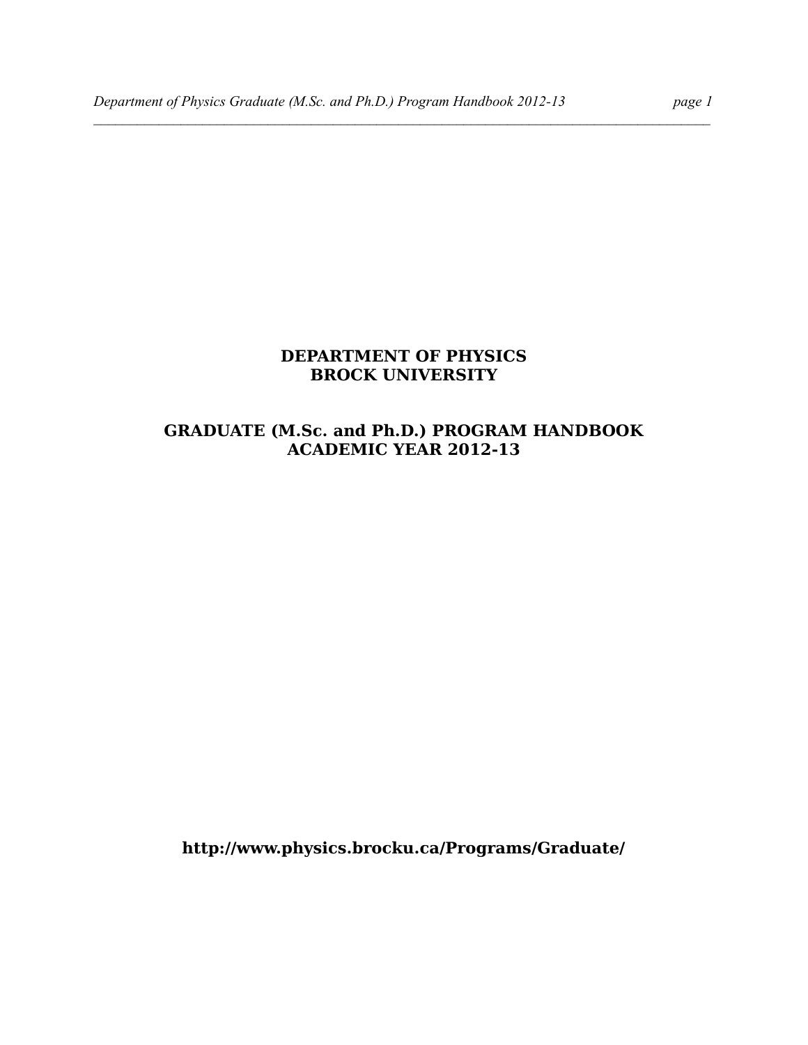# DEPARTMENT OF PHYSICS
# BROCK UNIVERSITY

## GRADUATE (M.Sc. and Ph.D.) PROGRAM HANDBOOK
## ACADEMIC YEAR 2012-13

**http://www.physics.brocku.ca/Programs/Graduate/**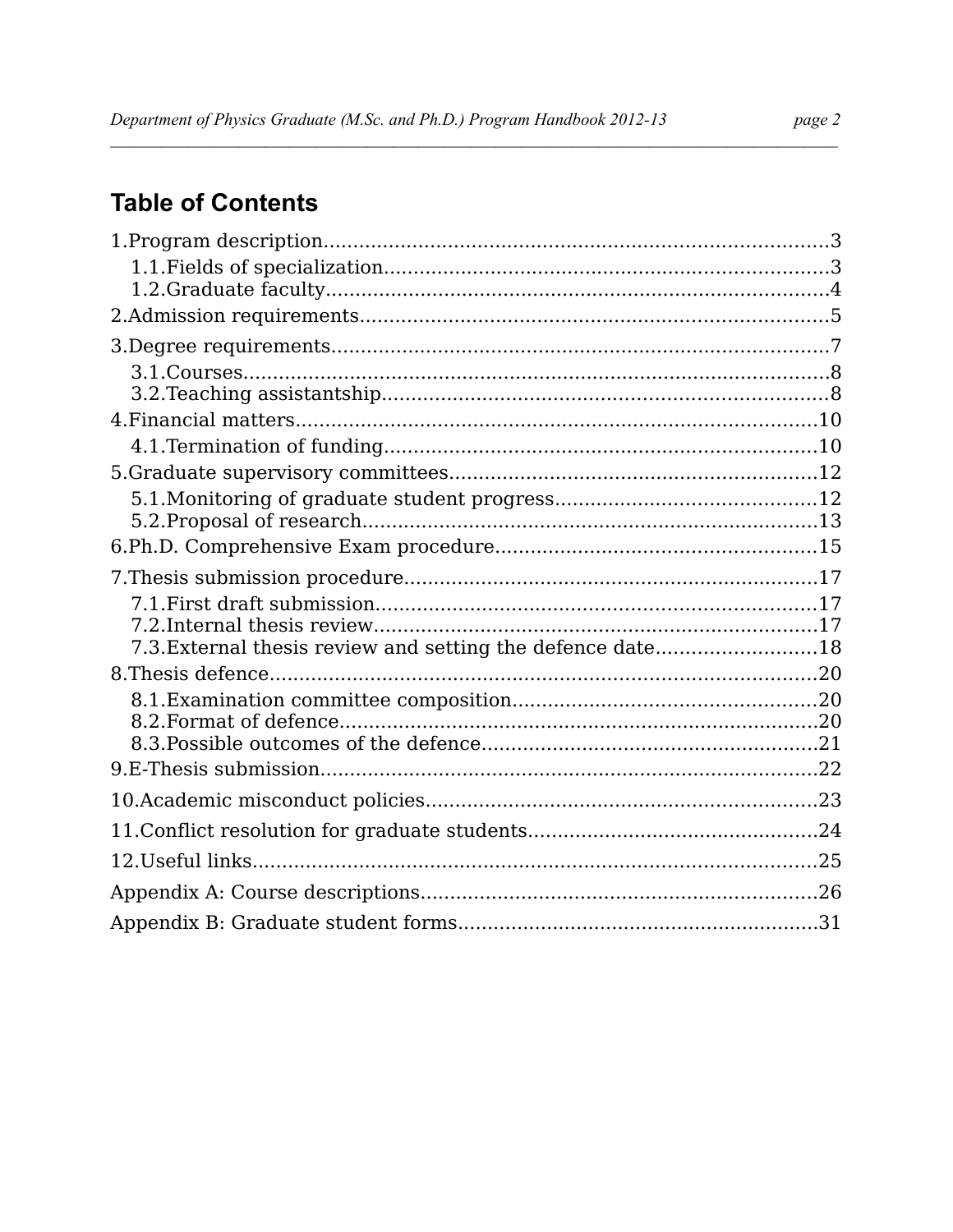## Table of Contents

1.Program description.....................................................................................3
- 1.1.Fields of specialization...........................................................................3
- 1.2.Graduate faculty.....................................................................................4

2.Admission requirements...............................................................................5

3.Degree requirements....................................................................................7
- 3.1.Courses..................................................................................................8
- 3.2.Teaching assistantship...........................................................................8

4.Financial matters........................................................................................10
- 4.1.Termination of funding.........................................................................10

5.Graduate supervisory committees.............................................................12
- 5.1.Monitoring of graduate student progress............................................12
- 5.2.Proposal of research.............................................................................13

6.Ph.D. Comprehensive Exam procedure......................................................15

7.Thesis submission procedure.....................................................................17
- 7.1.First draft submission..........................................................................17
- 7.2.Internal thesis review...........................................................................17
- 7.3.External thesis review and setting the defence date...........................18

8.Thesis defence.............................................................................................20
- 8.1.Examination committee composition...................................................20
- 8.2.Format of defence................................................................................20
- 8.3.Possible outcomes of the defence.........................................................21

9.E-Thesis submission....................................................................................22

10.Academic misconduct policies..................................................................23

11.Conflict resolution for graduate students.................................................24

12.Useful links................................................................................................25

Appendix A: Course descriptions...................................................................26

Appendix B: Graduate student forms.............................................................31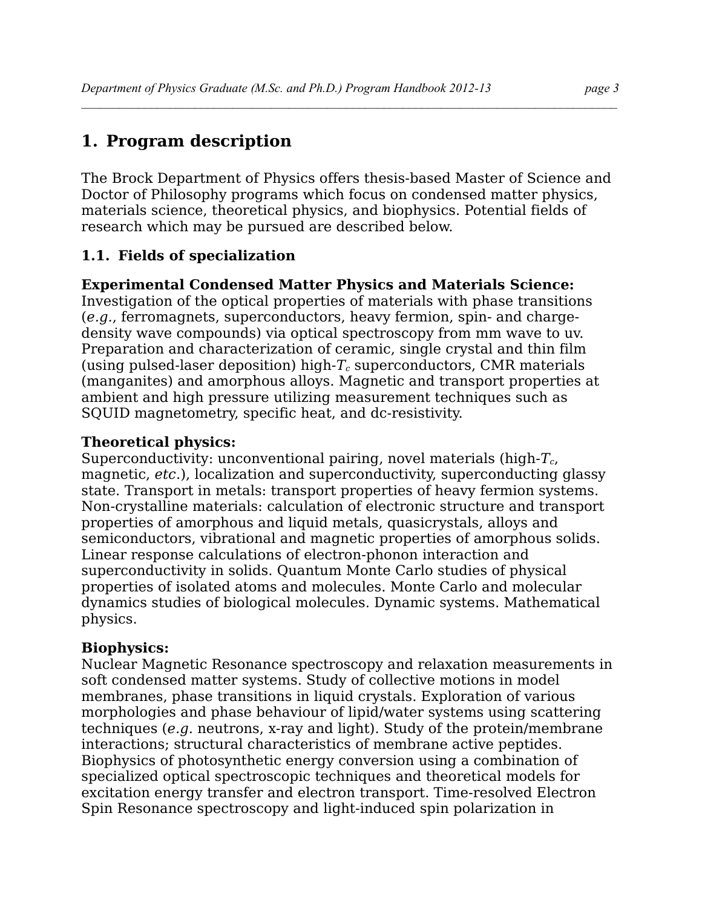# 1. Program description

The Brock Department of Physics offers thesis-based Master of Science and Doctor of Philosophy programs which focus on condensed matter physics, materials science, theoretical physics, and biophysics. Potential fields of research which may be pursued are described below.

## 1.1. Fields of specialization

**Experimental Condensed Matter Physics and Materials Science:**
Investigation of the optical properties of materials with phase transitions (*e.g.*, ferromagnets, superconductors, heavy fermion, spin- and charge-density wave compounds) via optical spectroscopy from mm wave to uv. Preparation and characterization of ceramic, single crystal and thin film (using pulsed-laser deposition) high-$T_c$ superconductors, CMR materials (manganites) and amorphous alloys. Magnetic and transport properties at ambient and high pressure utilizing measurement techniques such as SQUID magnetometry, specific heat, and dc-resistivity.

**Theoretical physics:**
Superconductivity: unconventional pairing, novel materials (high-$T_c$, magnetic, *etc*.), localization and superconductivity, superconducting glassy state. Transport in metals: transport properties of heavy fermion systems. Non-crystalline materials: calculation of electronic structure and transport properties of amorphous and liquid metals, quasicrystals, alloys and semiconductors, vibrational and magnetic properties of amorphous solids. Linear response calculations of electron-phonon interaction and superconductivity in solids. Quantum Monte Carlo studies of physical properties of isolated atoms and molecules. Monte Carlo and molecular dynamics studies of biological molecules. Dynamic systems. Mathematical physics.

**Biophysics:**
Nuclear Magnetic Resonance spectroscopy and relaxation measurements in soft condensed matter systems. Study of collective motions in model membranes, phase transitions in liquid crystals. Exploration of various morphologies and phase behaviour of lipid/water systems using scattering techniques (*e.g.* neutrons, x-ray and light). Study of the protein/membrane interactions; structural characteristics of membrane active peptides. Biophysics of photosynthetic energy conversion using a combination of specialized optical spectroscopic techniques and theoretical models for excitation energy transfer and electron transport. Time-resolved Electron Spin Resonance spectroscopy and light-induced spin polarization in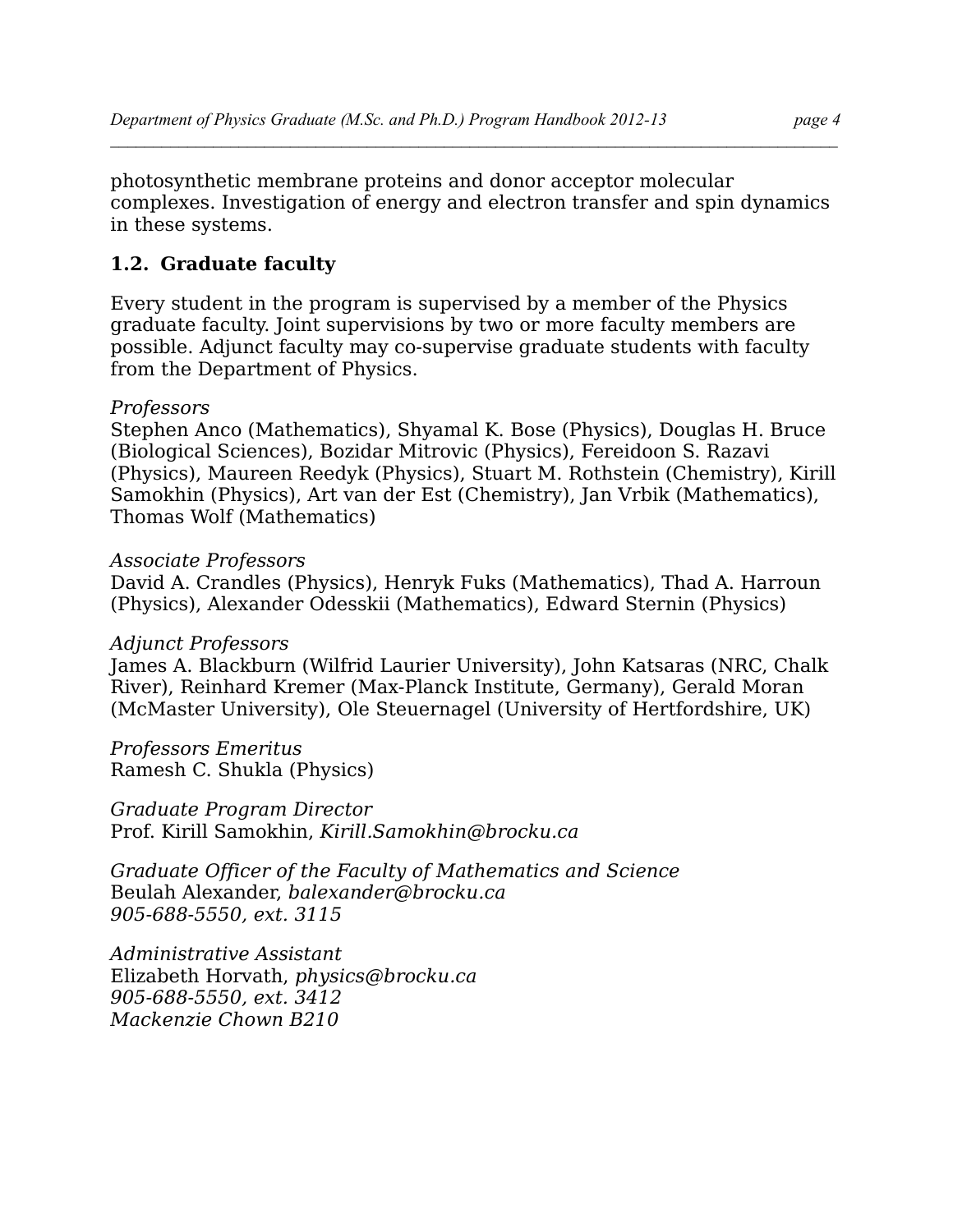photosynthetic membrane proteins and donor acceptor molecular complexes. Investigation of energy and electron transfer and spin dynamics in these systems.

### 1.2. Graduate faculty

Every student in the program is supervised by a member of the Physics graduate faculty. Joint supervisions by two or more faculty members are possible. Adjunct faculty may co-supervise graduate students with faculty from the Department of Physics.

*Professors*
Stephen Anco (Mathematics), Shyamal K. Bose (Physics), Douglas H. Bruce (Biological Sciences), Bozidar Mitrovic (Physics), Fereidoon S. Razavi (Physics), Maureen Reedyk (Physics), Stuart M. Rothstein (Chemistry), Kirill Samokhin (Physics), Art van der Est (Chemistry), Jan Vrbik (Mathematics), Thomas Wolf (Mathematics)

*Associate Professors*
David A. Crandles (Physics), Henryk Fuks (Mathematics), Thad A. Harroun (Physics), Alexander Odesskii (Mathematics), Edward Sternin (Physics)

*Adjunct Professors*
James A. Blackburn (Wilfrid Laurier University), John Katsaras (NRC, Chalk River), Reinhard Kremer (Max-Planck Institute, Germany), Gerald Moran (McMaster University), Ole Steuernagel (University of Hertfordshire, UK)

*Professors Emeritus*
Ramesh C. Shukla (Physics)

*Graduate Program Director*
Prof. Kirill Samokhin, *Kirill.Samokhin@brocku.ca*

*Graduate Officer of the Faculty of Mathematics and Science*
Beulah Alexander, *balexander@brocku.ca*
*905-688-5550, ext. 3115*

*Administrative Assistant*
Elizabeth Horvath, *physics@brocku.ca*
*905-688-5550, ext. 3412*
*Mackenzie Chown B210*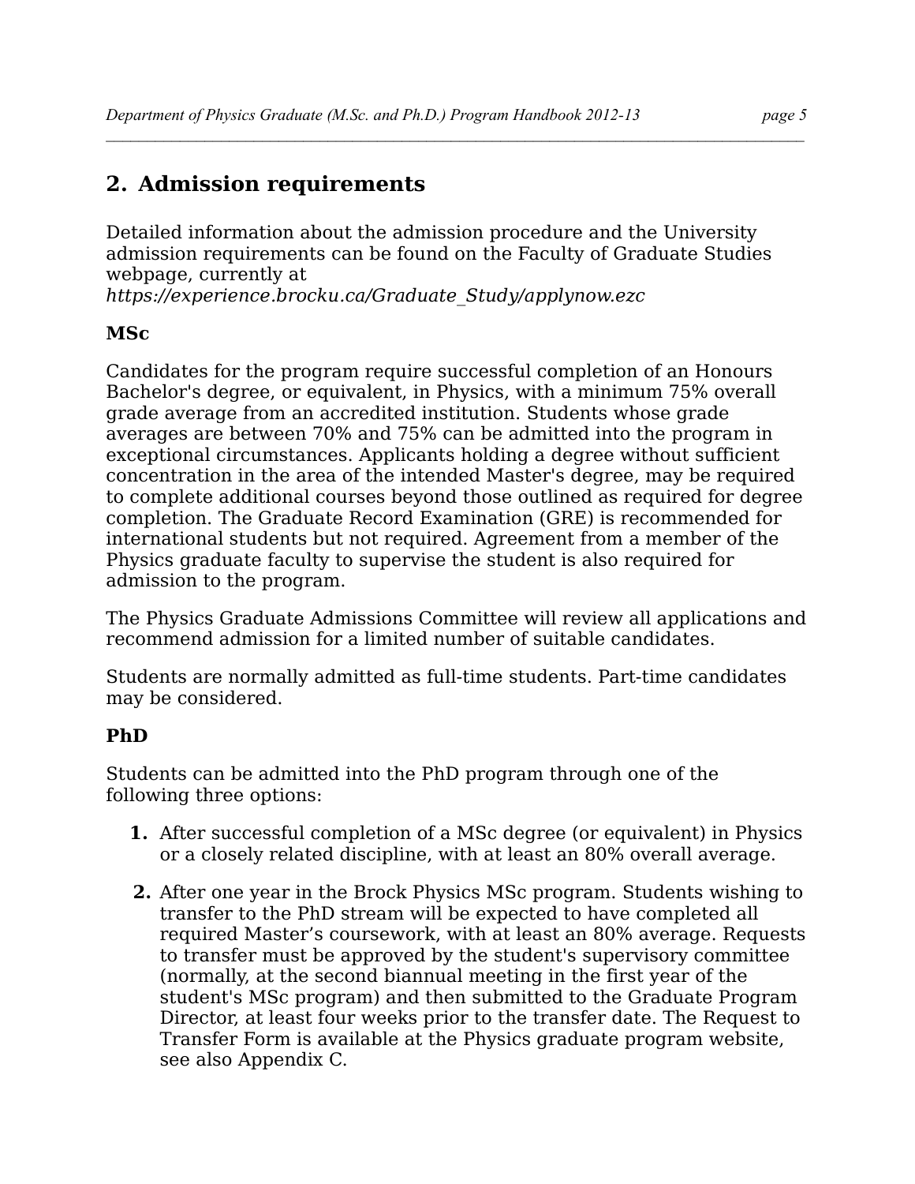## 2. Admission requirements

Detailed information about the admission procedure and the University admission requirements can be found on the Faculty of Graduate Studies webpage, currently at *https://experience.brocku.ca/Graduate_Study/applynow.ezc*

### MSc

Candidates for the program require successful completion of an Honours Bachelor's degree, or equivalent, in Physics, with a minimum 75% overall grade average from an accredited institution. Students whose grade averages are between 70% and 75% can be admitted into the program in exceptional circumstances. Applicants holding a degree without sufficient concentration in the area of the intended Master's degree, may be required to complete additional courses beyond those outlined as required for degree completion. The Graduate Record Examination (GRE) is recommended for international students but not required. Agreement from a member of the Physics graduate faculty to supervise the student is also required for admission to the program.

The Physics Graduate Admissions Committee will review all applications and recommend admission for a limited number of suitable candidates.

Students are normally admitted as full-time students. Part-time candidates may be considered.

### PhD

Students can be admitted into the PhD program through one of the following three options:

1. After successful completion of a MSc degree (or equivalent) in Physics or a closely related discipline, with at least an 80% overall average.
2. After one year in the Brock Physics MSc program. Students wishing to transfer to the PhD stream will be expected to have completed all required Master's coursework, with at least an 80% average. Requests to transfer must be approved by the student's supervisory committee (normally, at the second biannual meeting in the first year of the student's MSc program) and then submitted to the Graduate Program Director, at least four weeks prior to the transfer date. The Request to Transfer Form is available at the Physics graduate program website, see also Appendix C.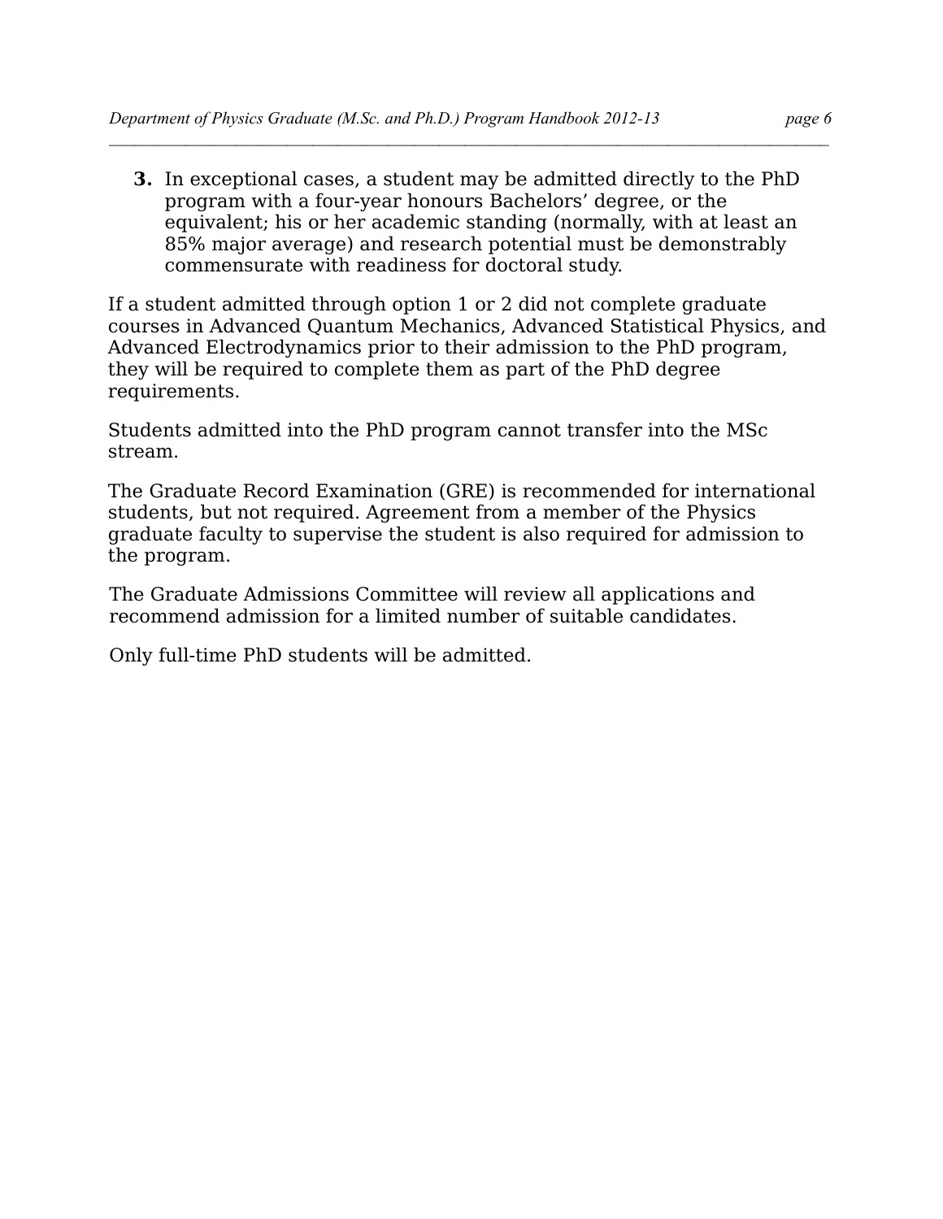3. In exceptional cases, a student may be admitted directly to the PhD program with a four-year honours Bachelors' degree, or the equivalent; his or her academic standing (normally, with at least an 85% major average) and research potential must be demonstrably commensurate with readiness for doctoral study.

If a student admitted through option 1 or 2 did not complete graduate courses in Advanced Quantum Mechanics, Advanced Statistical Physics, and Advanced Electrodynamics prior to their admission to the PhD program, they will be required to complete them as part of the PhD degree requirements.

Students admitted into the PhD program cannot transfer into the MSc stream.

The Graduate Record Examination (GRE) is recommended for international students, but not required. Agreement from a member of the Physics graduate faculty to supervise the student is also required for admission to the program.

The Graduate Admissions Committee will review all applications and recommend admission for a limited number of suitable candidates.

Only full-time PhD students will be admitted.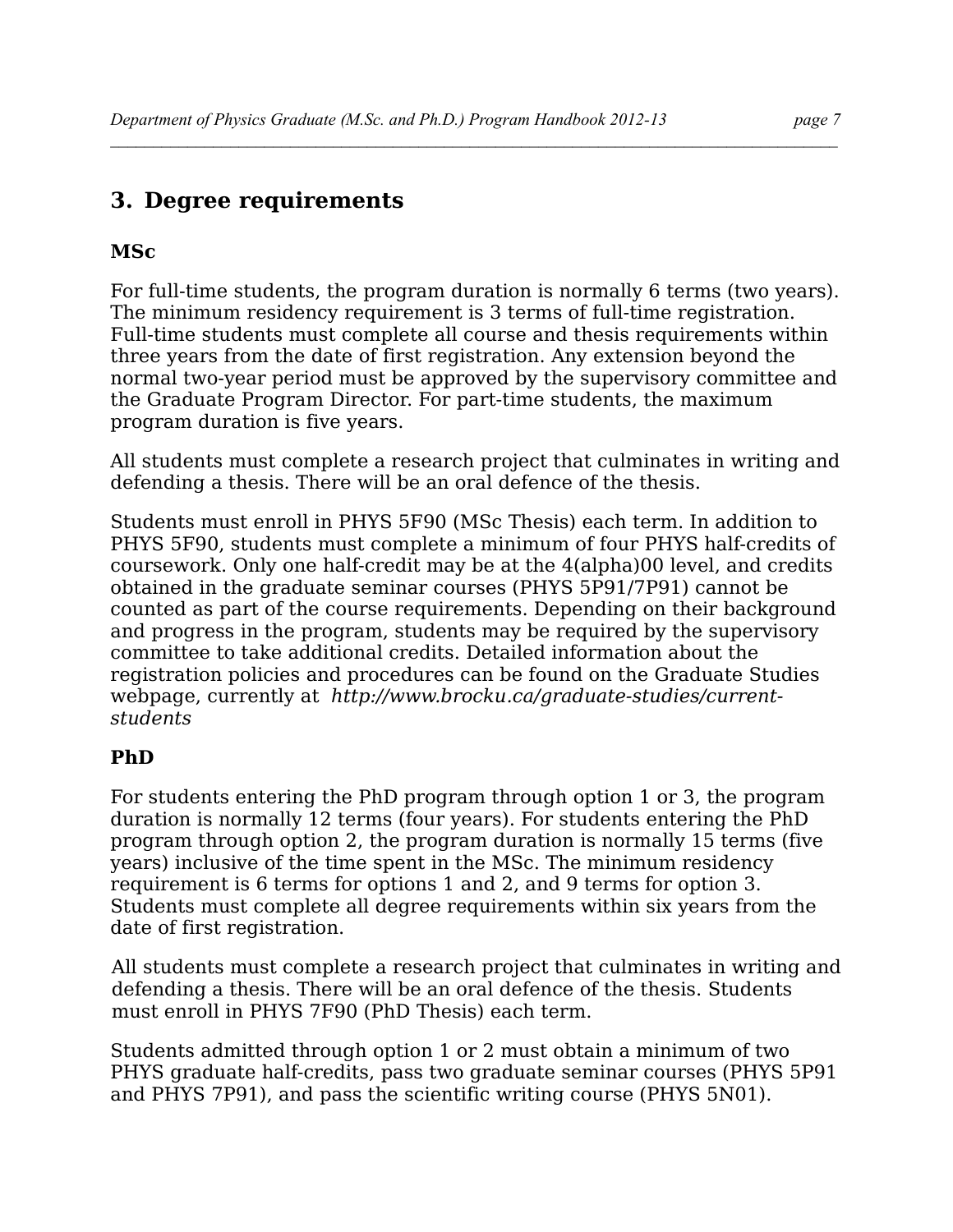## 3. Degree requirements

### MSc

For full-time students, the program duration is normally 6 terms (two years). The minimum residency requirement is 3 terms of full-time registration. Full-time students must complete all course and thesis requirements within three years from the date of first registration. Any extension beyond the normal two-year period must be approved by the supervisory committee and the Graduate Program Director. For part-time students, the maximum program duration is five years.

All students must complete a research project that culminates in writing and defending a thesis. There will be an oral defence of the thesis.

Students must enroll in PHYS 5F90 (MSc Thesis) each term. In addition to PHYS 5F90, students must complete a minimum of four PHYS half-credits of coursework. Only one half-credit may be at the 4(alpha)00 level, and credits obtained in the graduate seminar courses (PHYS 5P91/7P91) cannot be counted as part of the course requirements. Depending on their background and progress in the program, students may be required by the supervisory committee to take additional credits. Detailed information about the registration policies and procedures can be found on the Graduate Studies webpage, currently at *http://www.brocku.ca/graduate-studies/current-students*

### PhD

For students entering the PhD program through option 1 or 3, the program duration is normally 12 terms (four years). For students entering the PhD program through option 2, the program duration is normally 15 terms (five years) inclusive of the time spent in the MSc. The minimum residency requirement is 6 terms for options 1 and 2, and 9 terms for option 3. Students must complete all degree requirements within six years from the date of first registration.

All students must complete a research project that culminates in writing and defending a thesis. There will be an oral defence of the thesis. Students must enroll in PHYS 7F90 (PhD Thesis) each term.

Students admitted through option 1 or 2 must obtain a minimum of two PHYS graduate half-credits, pass two graduate seminar courses (PHYS 5P91 and PHYS 7P91), and pass the scientific writing course (PHYS 5N01).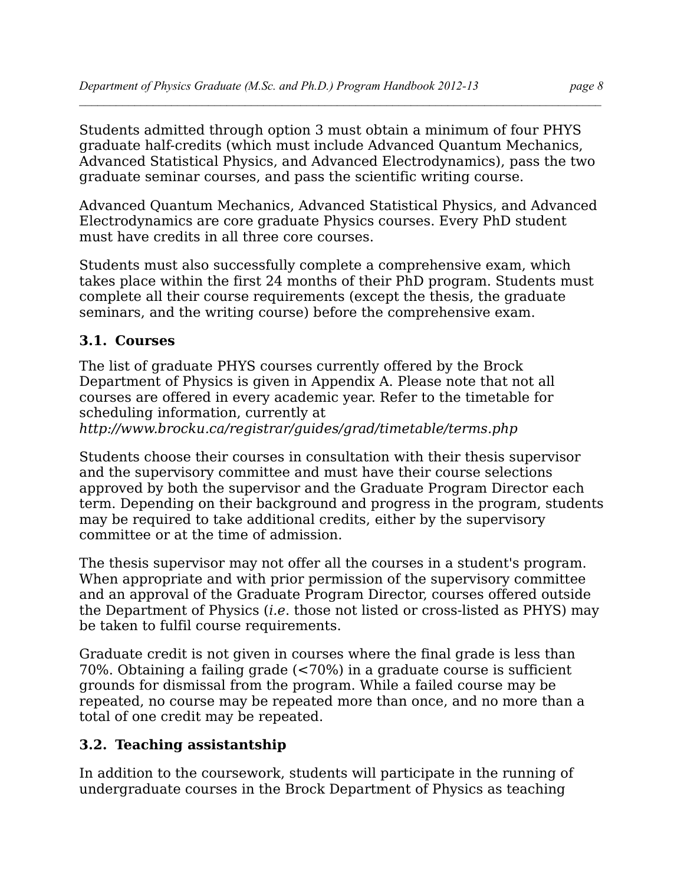Students admitted through option 3 must obtain a minimum of four PHYS graduate half-credits (which must include Advanced Quantum Mechanics, Advanced Statistical Physics, and Advanced Electrodynamics), pass the two graduate seminar courses, and pass the scientific writing course.

Advanced Quantum Mechanics, Advanced Statistical Physics, and Advanced Electrodynamics are core graduate Physics courses. Every PhD student must have credits in all three core courses.

Students must also successfully complete a comprehensive exam, which takes place within the first 24 months of their PhD program. Students must complete all their course requirements (except the thesis, the graduate seminars, and the writing course) before the comprehensive exam.

### 3.1. Courses

The list of graduate PHYS courses currently offered by the Brock Department of Physics is given in Appendix A. Please note that not all courses are offered in every academic year. Refer to the timetable for scheduling information, currently at *http://www.brocku.ca/registrar/guides/grad/timetable/terms.php*

Students choose their courses in consultation with their thesis supervisor and the supervisory committee and must have their course selections approved by both the supervisor and the Graduate Program Director each term. Depending on their background and progress in the program, students may be required to take additional credits, either by the supervisory committee or at the time of admission.

The thesis supervisor may not offer all the courses in a student's program. When appropriate and with prior permission of the supervisory committee and an approval of the Graduate Program Director, courses offered outside the Department of Physics (*i.e*. those not listed or cross-listed as PHYS) may be taken to fulfil course requirements.

Graduate credit is not given in courses where the final grade is less than 70%. Obtaining a failing grade (<70%) in a graduate course is sufficient grounds for dismissal from the program. While a failed course may be repeated, no course may be repeated more than once, and no more than a total of one credit may be repeated.

### 3.2. Teaching assistantship

In addition to the coursework, students will participate in the running of undergraduate courses in the Brock Department of Physics as teaching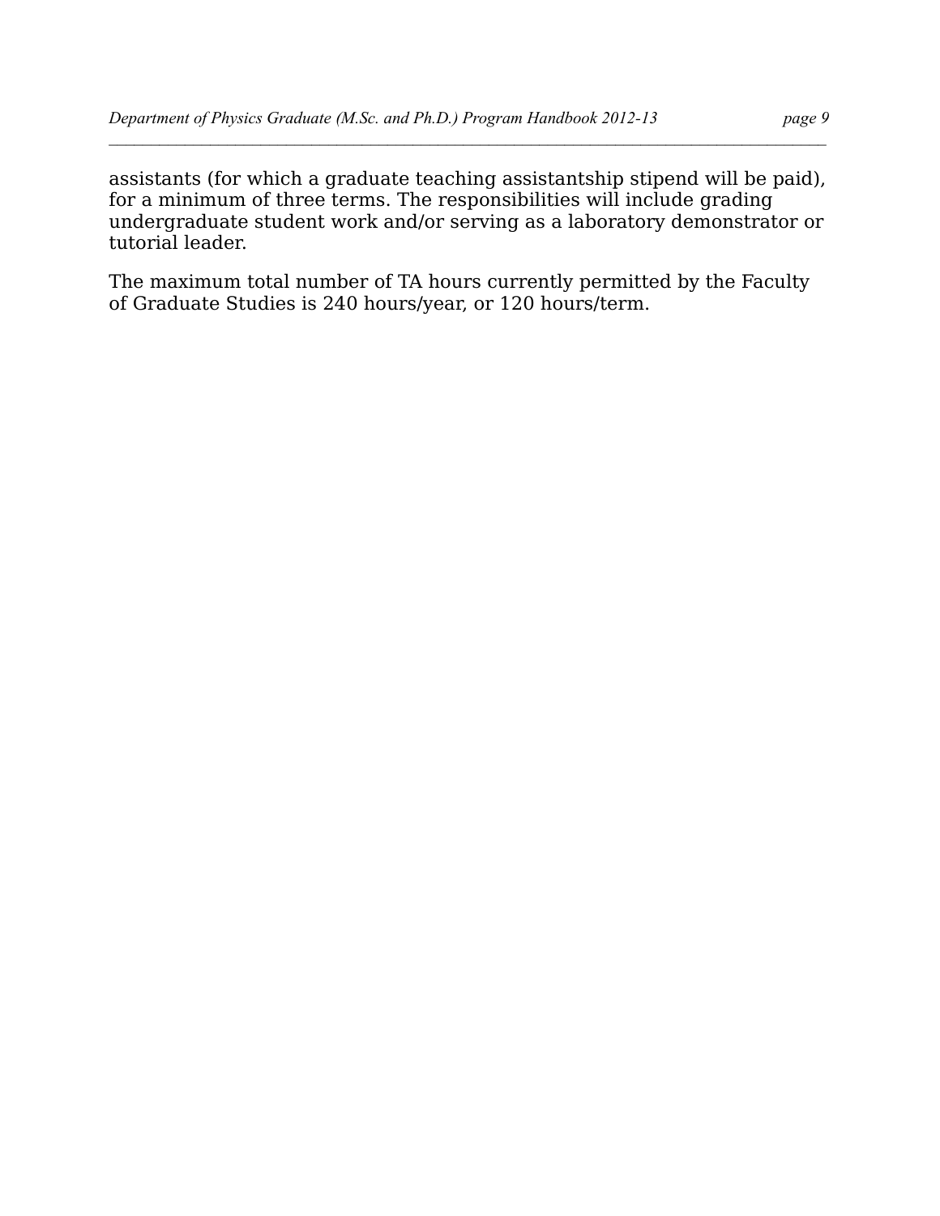assistants (for which a graduate teaching assistantship stipend will be paid), for a minimum of three terms. The responsibilities will include grading undergraduate student work and/or serving as a laboratory demonstrator or tutorial leader.

The maximum total number of TA hours currently permitted by the Faculty of Graduate Studies is 240 hours/year, or 120 hours/term.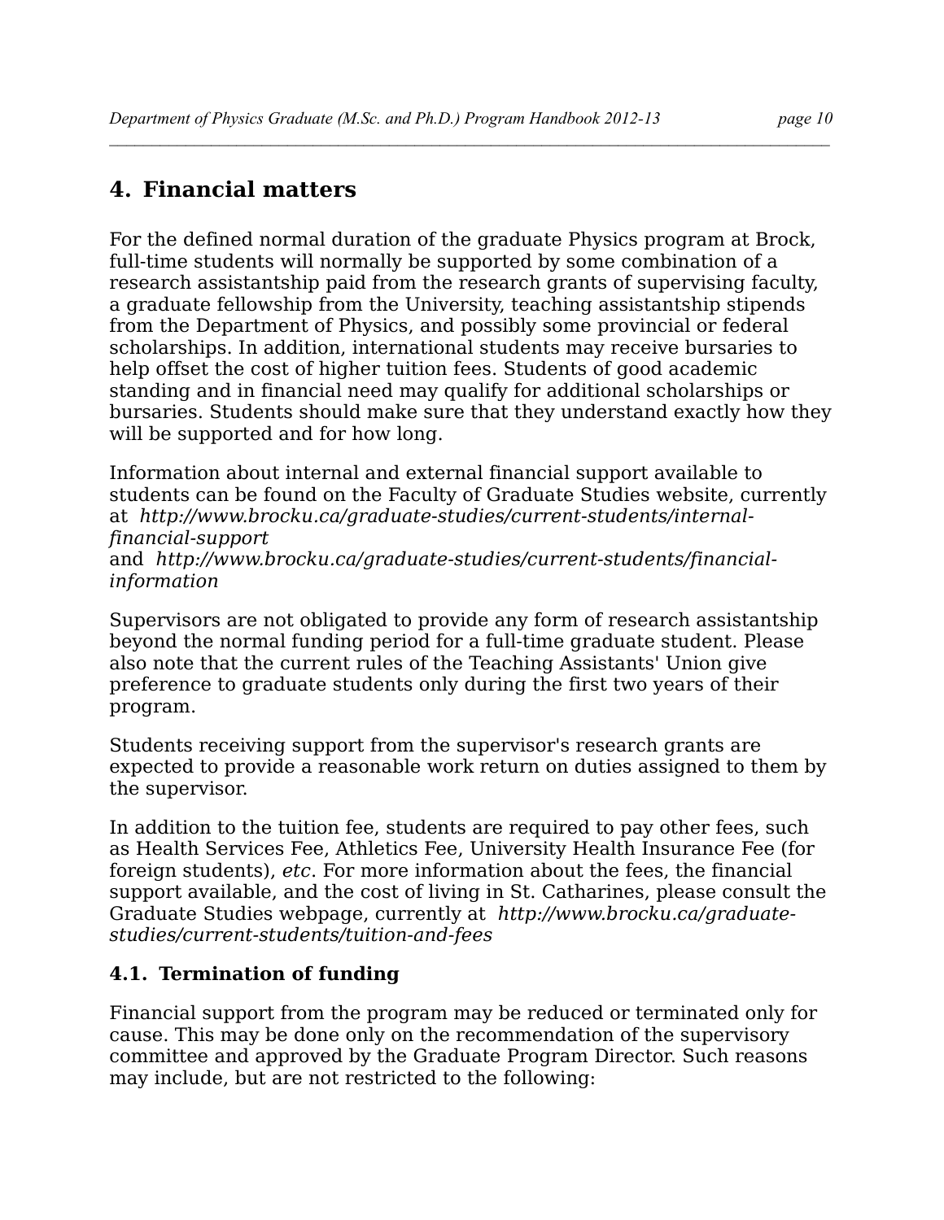# 4. Financial matters

For the defined normal duration of the graduate Physics program at Brock, full-time students will normally be supported by some combination of a research assistantship paid from the research grants of supervising faculty, a graduate fellowship from the University, teaching assistantship stipends from the Department of Physics, and possibly some provincial or federal scholarships. In addition, international students may receive bursaries to help offset the cost of higher tuition fees. Students of good academic standing and in financial need may qualify for additional scholarships or bursaries. Students should make sure that they understand exactly how they will be supported and for how long.

Information about internal and external financial support available to students can be found on the Faculty of Graduate Studies website, currently at *http://www.brocku.ca/graduate-studies/current-students/internal-financial-support*
and *http://www.brocku.ca/graduate-studies/current-students/financial-information*

Supervisors are not obligated to provide any form of research assistantship beyond the normal funding period for a full-time graduate student. Please also note that the current rules of the Teaching Assistants' Union give preference to graduate students only during the first two years of their program.

Students receiving support from the supervisor's research grants are expected to provide a reasonable work return on duties assigned to them by the supervisor.

In addition to the tuition fee, students are required to pay other fees, such as Health Services Fee, Athletics Fee, University Health Insurance Fee (for foreign students), *etc*. For more information about the fees, the financial support available, and the cost of living in St. Catharines, please consult the Graduate Studies webpage, currently at *http://www.brocku.ca/graduate-studies/current-students/tuition-and-fees*

## 4.1. Termination of funding

Financial support from the program may be reduced or terminated only for cause. This may be done only on the recommendation of the supervisory committee and approved by the Graduate Program Director. Such reasons may include, but are not restricted to the following: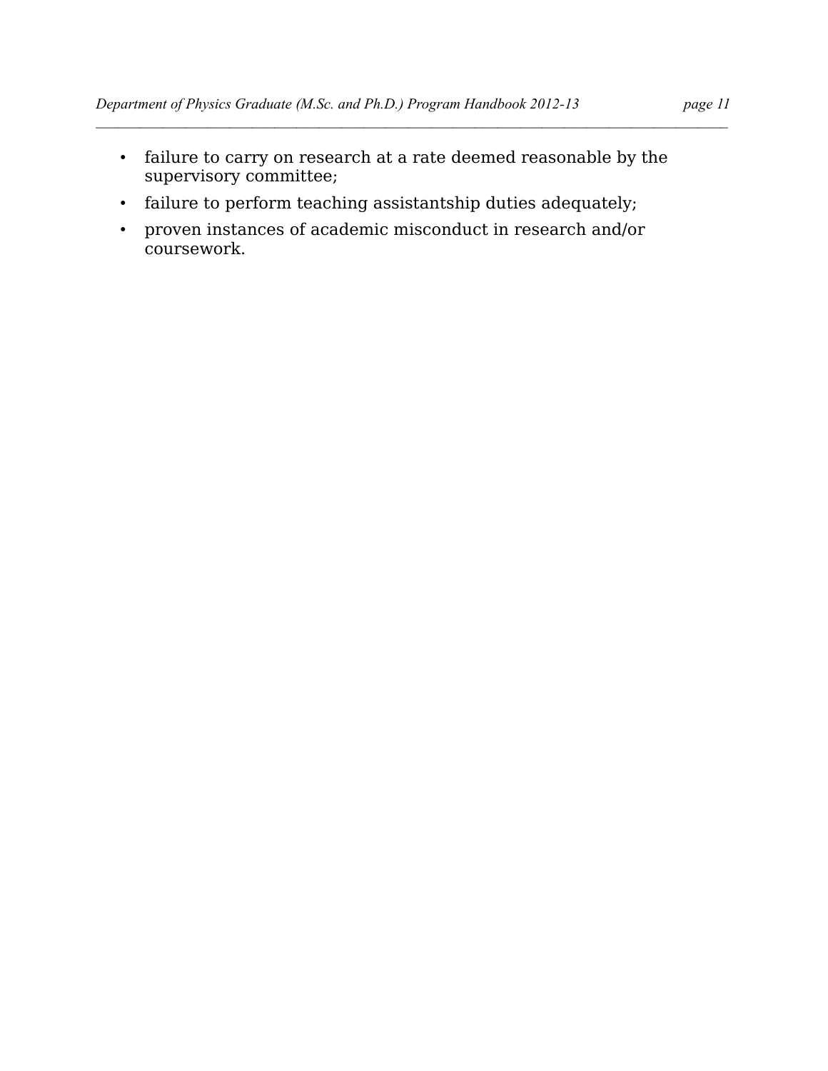- failure to carry on research at a rate deemed reasonable by the supervisory committee;
- failure to perform teaching assistantship duties adequately;
- proven instances of academic misconduct in research and/or coursework.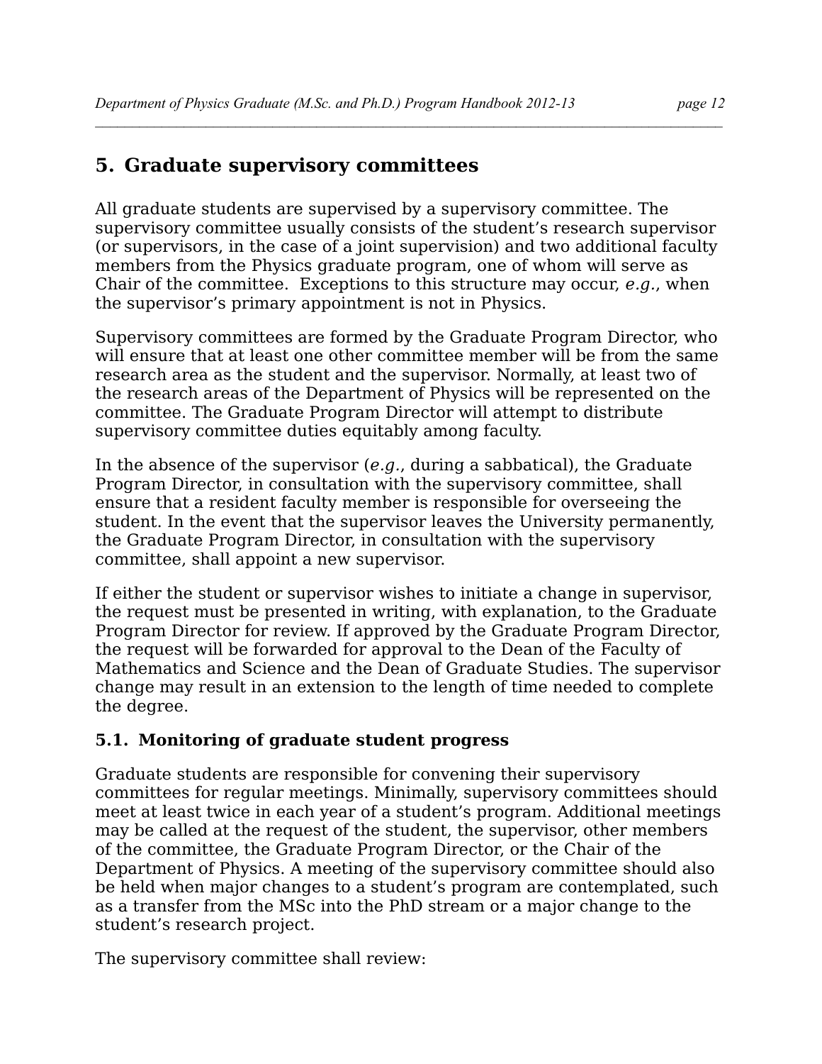## 5. Graduate supervisory committees

All graduate students are supervised by a supervisory committee. The supervisory committee usually consists of the student's research supervisor (or supervisors, in the case of a joint supervision) and two additional faculty members from the Physics graduate program, one of whom will serve as Chair of the committee. Exceptions to this structure may occur, *e.g.*, when the supervisor's primary appointment is not in Physics.

Supervisory committees are formed by the Graduate Program Director, who will ensure that at least one other committee member will be from the same research area as the student and the supervisor. Normally, at least two of the research areas of the Department of Physics will be represented on the committee. The Graduate Program Director will attempt to distribute supervisory committee duties equitably among faculty.

In the absence of the supervisor (*e.g.*, during a sabbatical), the Graduate Program Director, in consultation with the supervisory committee, shall ensure that a resident faculty member is responsible for overseeing the student. In the event that the supervisor leaves the University permanently, the Graduate Program Director, in consultation with the supervisory committee, shall appoint a new supervisor.

If either the student or supervisor wishes to initiate a change in supervisor, the request must be presented in writing, with explanation, to the Graduate Program Director for review. If approved by the Graduate Program Director, the request will be forwarded for approval to the Dean of the Faculty of Mathematics and Science and the Dean of Graduate Studies. The supervisor change may result in an extension to the length of time needed to complete the degree.

### 5.1. Monitoring of graduate student progress

Graduate students are responsible for convening their supervisory committees for regular meetings. Minimally, supervisory committees should meet at least twice in each year of a student's program. Additional meetings may be called at the request of the student, the supervisor, other members of the committee, the Graduate Program Director, or the Chair of the Department of Physics. A meeting of the supervisory committee should also be held when major changes to a student's program are contemplated, such as a transfer from the MSc into the PhD stream or a major change to the student's research project.

The supervisory committee shall review: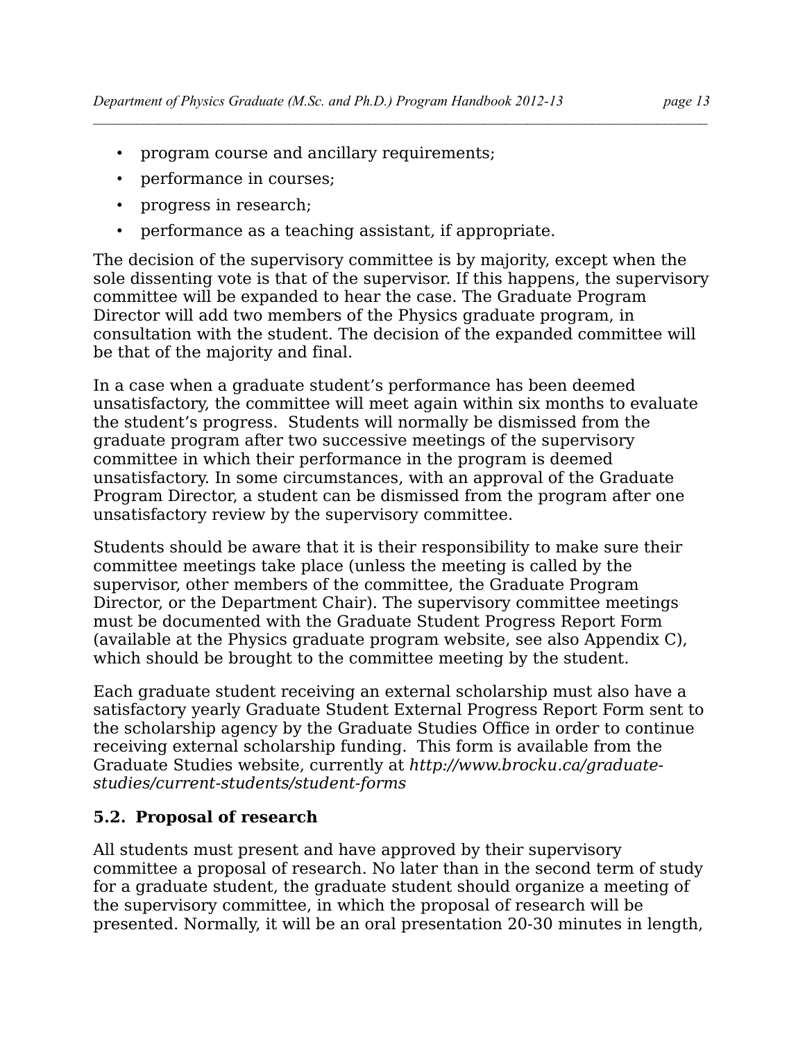- program course and ancillary requirements;
- performance in courses;
- progress in research;
- performance as a teaching assistant, if appropriate.

The decision of the supervisory committee is by majority, except when the sole dissenting vote is that of the supervisor. If this happens, the supervisory committee will be expanded to hear the case. The Graduate Program Director will add two members of the Physics graduate program, in consultation with the student. The decision of the expanded committee will be that of the majority and final.

In a case when a graduate student's performance has been deemed unsatisfactory, the committee will meet again within six months to evaluate the student's progress. Students will normally be dismissed from the graduate program after two successive meetings of the supervisory committee in which their performance in the program is deemed unsatisfactory. In some circumstances, with an approval of the Graduate Program Director, a student can be dismissed from the program after one unsatisfactory review by the supervisory committee.

Students should be aware that it is their responsibility to make sure their committee meetings take place (unless the meeting is called by the supervisor, other members of the committee, the Graduate Program Director, or the Department Chair). The supervisory committee meetings must be documented with the Graduate Student Progress Report Form (available at the Physics graduate program website, see also Appendix C), which should be brought to the committee meeting by the student.

Each graduate student receiving an external scholarship must also have a satisfactory yearly Graduate Student External Progress Report Form sent to the scholarship agency by the Graduate Studies Office in order to continue receiving external scholarship funding. This form is available from the Graduate Studies website, currently at *http://www.brocku.ca/graduate-studies/current-students/student-forms*

### 5.2. Proposal of research

All students must present and have approved by their supervisory committee a proposal of research. No later than in the second term of study for a graduate student, the graduate student should organize a meeting of the supervisory committee, in which the proposal of research will be presented. Normally, it will be an oral presentation 20-30 minutes in length,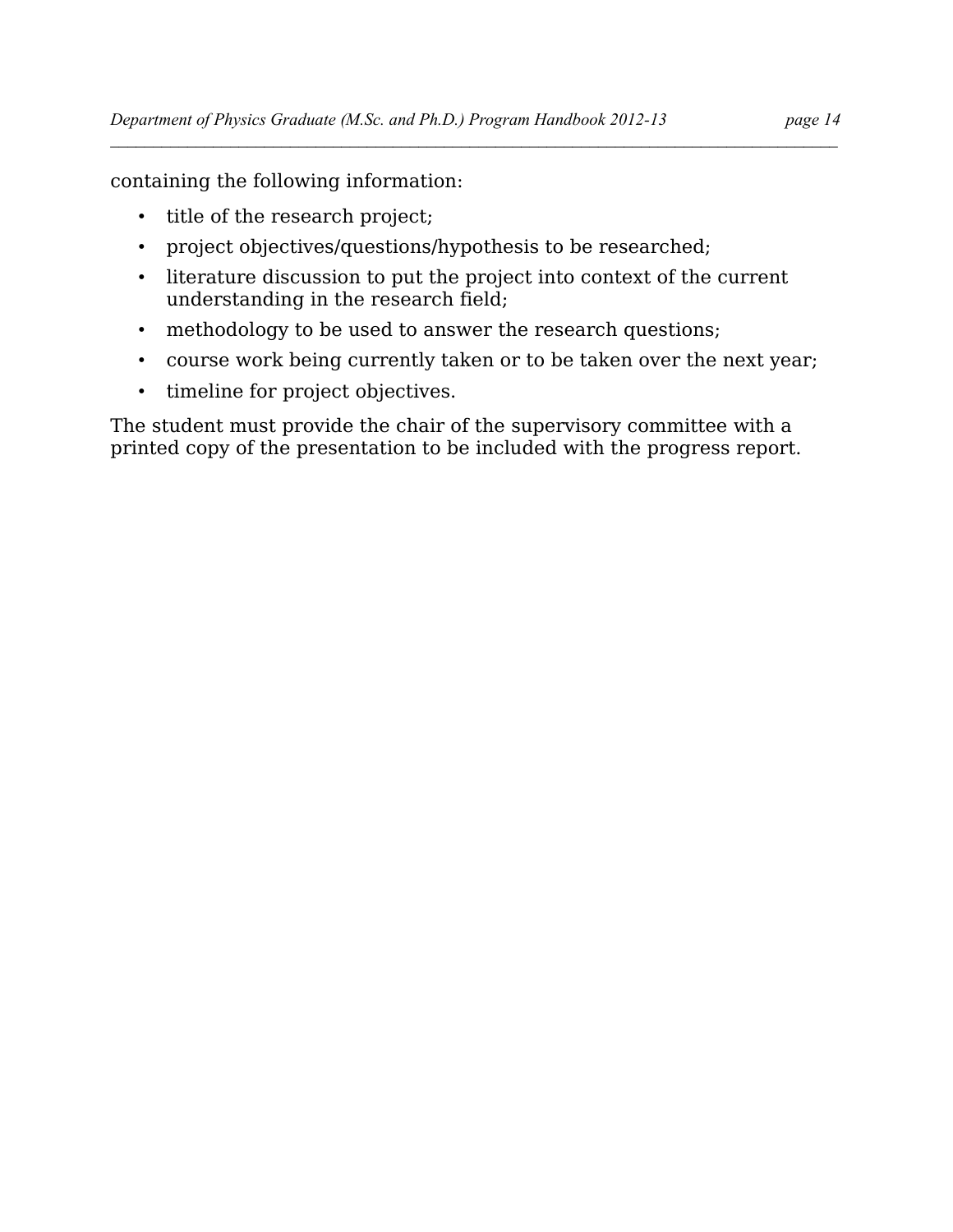containing the following information:

- title of the research project;
- project objectives/questions/hypothesis to be researched;
- literature discussion to put the project into context of the current understanding in the research field;
- methodology to be used to answer the research questions;
- course work being currently taken or to be taken over the next year;
- timeline for project objectives.

The student must provide the chair of the supervisory committee with a printed copy of the presentation to be included with the progress report.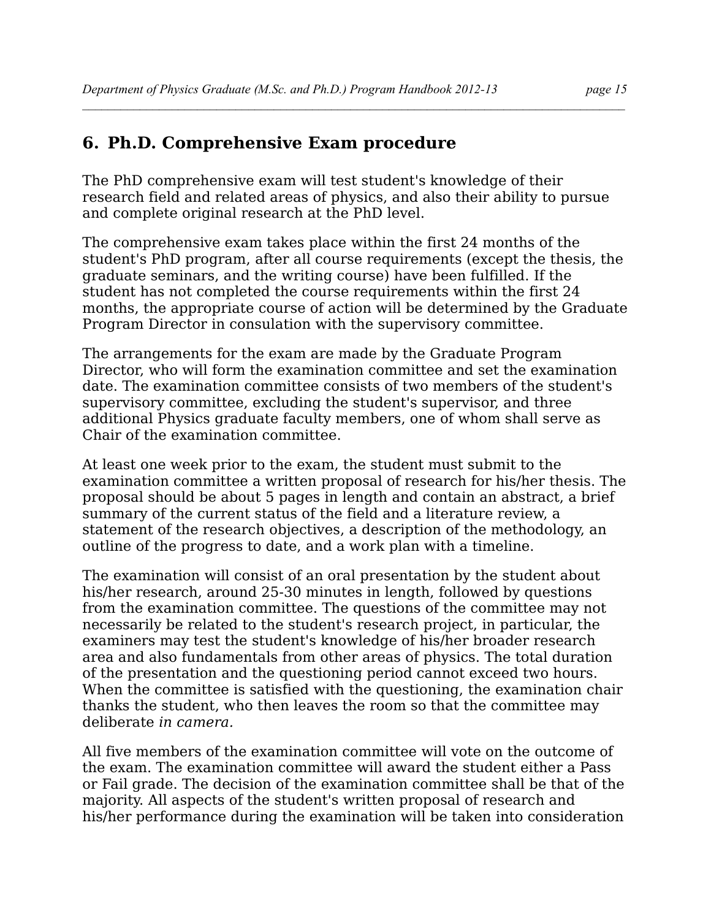## 6. Ph.D. Comprehensive Exam procedure

The PhD comprehensive exam will test student's knowledge of their research field and related areas of physics, and also their ability to pursue and complete original research at the PhD level.

The comprehensive exam takes place within the first 24 months of the student's PhD program, after all course requirements (except the thesis, the graduate seminars, and the writing course) have been fulfilled. If the student has not completed the course requirements within the first 24 months, the appropriate course of action will be determined by the Graduate Program Director in consulation with the supervisory committee.

The arrangements for the exam are made by the Graduate Program Director, who will form the examination committee and set the examination date. The examination committee consists of two members of the student's supervisory committee, excluding the student's supervisor, and three additional Physics graduate faculty members, one of whom shall serve as Chair of the examination committee.

At least one week prior to the exam, the student must submit to the examination committee a written proposal of research for his/her thesis. The proposal should be about 5 pages in length and contain an abstract, a brief summary of the current status of the field and a literature review, a statement of the research objectives, a description of the methodology, an outline of the progress to date, and a work plan with a timeline.

The examination will consist of an oral presentation by the student about his/her research, around 25-30 minutes in length, followed by questions from the examination committee. The questions of the committee may not necessarily be related to the student's research project, in particular, the examiners may test the student's knowledge of his/her broader research area and also fundamentals from other areas of physics. The total duration of the presentation and the questioning period cannot exceed two hours. When the committee is satisfied with the questioning, the examination chair thanks the student, who then leaves the room so that the committee may deliberate *in camera.*

All five members of the examination committee will vote on the outcome of the exam. The examination committee will award the student either a Pass or Fail grade. The decision of the examination committee shall be that of the majority. All aspects of the student's written proposal of research and his/her performance during the examination will be taken into consideration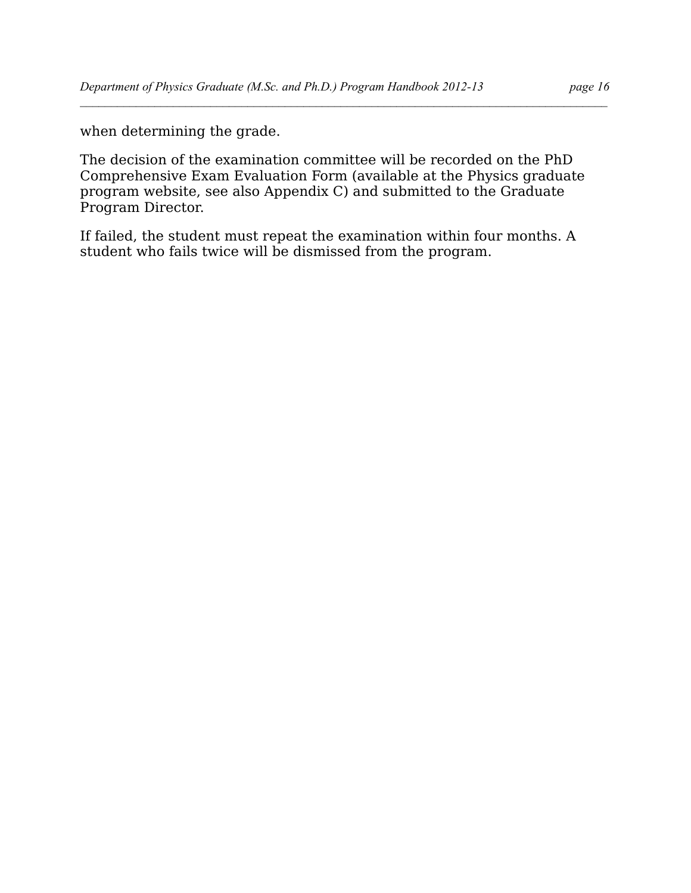when determining the grade.

The decision of the examination committee will be recorded on the PhD Comprehensive Exam Evaluation Form (available at the Physics graduate program website, see also Appendix C) and submitted to the Graduate Program Director.

If failed, the student must repeat the examination within four months. A student who fails twice will be dismissed from the program.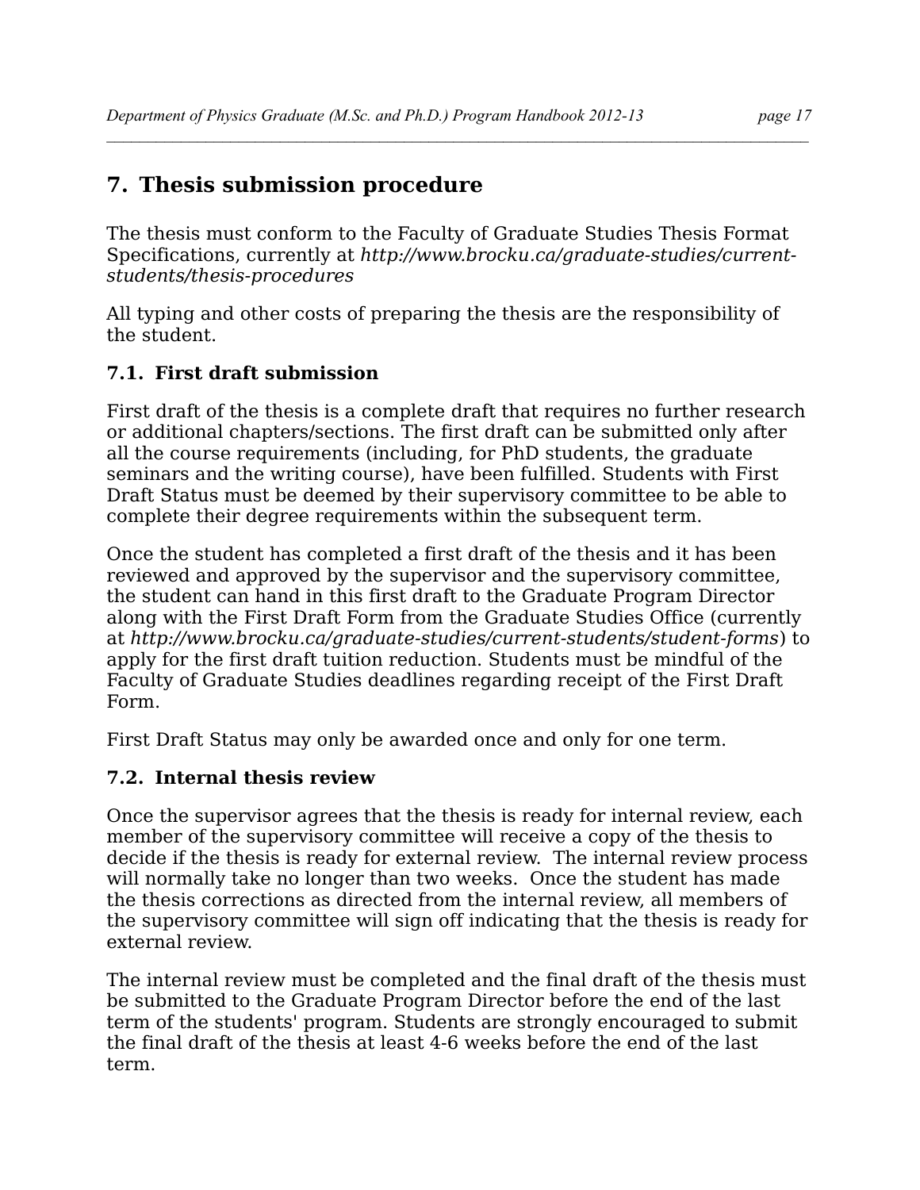## 7. Thesis submission procedure

The thesis must conform to the Faculty of Graduate Studies Thesis Format Specifications, currently at *http://www.brocku.ca/graduate-studies/current-students/thesis-procedures*

All typing and other costs of preparing the thesis are the responsibility of the student.

### 7.1. First draft submission

First draft of the thesis is a complete draft that requires no further research or additional chapters/sections. The first draft can be submitted only after all the course requirements (including, for PhD students, the graduate seminars and the writing course), have been fulfilled. Students with First Draft Status must be deemed by their supervisory committee to be able to complete their degree requirements within the subsequent term.

Once the student has completed a first draft of the thesis and it has been reviewed and approved by the supervisor and the supervisory committee, the student can hand in this first draft to the Graduate Program Director along with the First Draft Form from the Graduate Studies Office (currently at *http://www.brocku.ca/graduate-studies/current-students/student-forms*) to apply for the first draft tuition reduction. Students must be mindful of the Faculty of Graduate Studies deadlines regarding receipt of the First Draft Form.

First Draft Status may only be awarded once and only for one term.

### 7.2. Internal thesis review

Once the supervisor agrees that the thesis is ready for internal review, each member of the supervisory committee will receive a copy of the thesis to decide if the thesis is ready for external review. The internal review process will normally take no longer than two weeks. Once the student has made the thesis corrections as directed from the internal review, all members of the supervisory committee will sign off indicating that the thesis is ready for external review.

The internal review must be completed and the final draft of the thesis must be submitted to the Graduate Program Director before the end of the last term of the students' program. Students are strongly encouraged to submit the final draft of the thesis at least 4-6 weeks before the end of the last term.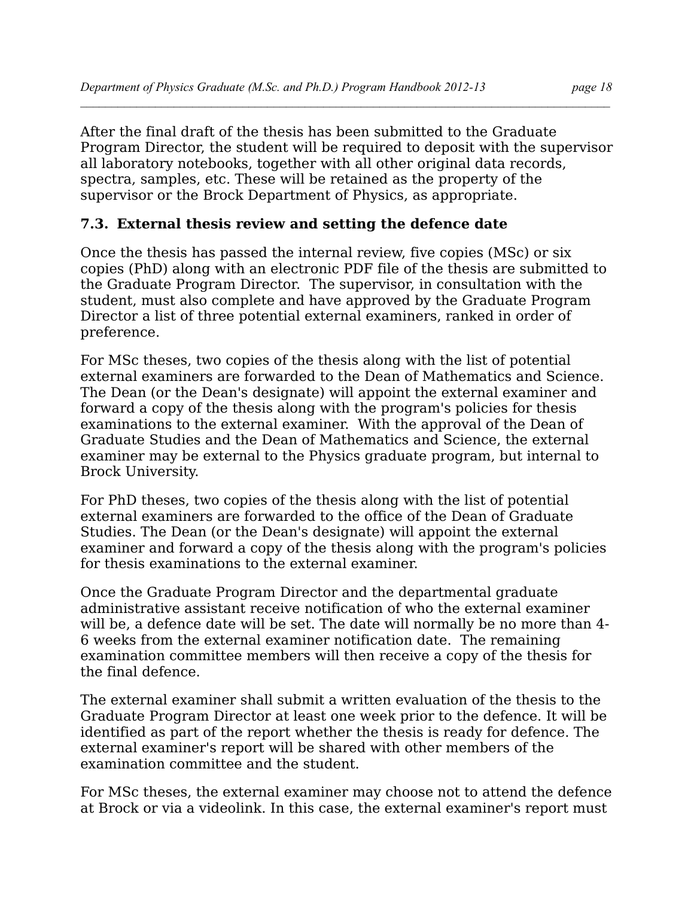After the final draft of the thesis has been submitted to the Graduate Program Director, the student will be required to deposit with the supervisor all laboratory notebooks, together with all other original data records, spectra, samples, etc. These will be retained as the property of the supervisor or the Brock Department of Physics, as appropriate.

### 7.3. External thesis review and setting the defence date

Once the thesis has passed the internal review, five copies (MSc) or six copies (PhD) along with an electronic PDF file of the thesis are submitted to the Graduate Program Director. The supervisor, in consultation with the student, must also complete and have approved by the Graduate Program Director a list of three potential external examiners, ranked in order of preference.

For MSc theses, two copies of the thesis along with the list of potential external examiners are forwarded to the Dean of Mathematics and Science. The Dean (or the Dean's designate) will appoint the external examiner and forward a copy of the thesis along with the program's policies for thesis examinations to the external examiner. With the approval of the Dean of Graduate Studies and the Dean of Mathematics and Science, the external examiner may be external to the Physics graduate program, but internal to Brock University.

For PhD theses, two copies of the thesis along with the list of potential external examiners are forwarded to the office of the Dean of Graduate Studies. The Dean (or the Dean's designate) will appoint the external examiner and forward a copy of the thesis along with the program's policies for thesis examinations to the external examiner.

Once the Graduate Program Director and the departmental graduate administrative assistant receive notification of who the external examiner will be, a defence date will be set. The date will normally be no more than 4-6 weeks from the external examiner notification date. The remaining examination committee members will then receive a copy of the thesis for the final defence.

The external examiner shall submit a written evaluation of the thesis to the Graduate Program Director at least one week prior to the defence. It will be identified as part of the report whether the thesis is ready for defence. The external examiner's report will be shared with other members of the examination committee and the student.

For MSc theses, the external examiner may choose not to attend the defence at Brock or via a videolink. In this case, the external examiner's report must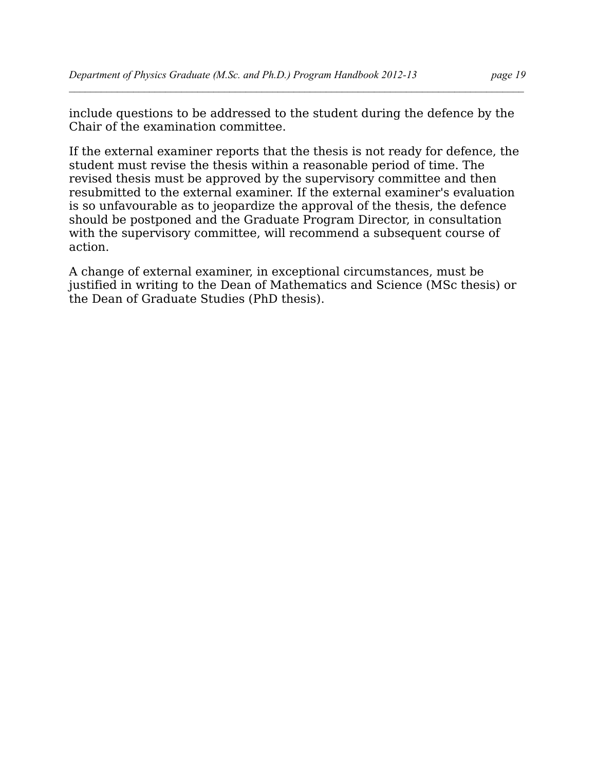include questions to be addressed to the student during the defence by the Chair of the examination committee.

If the external examiner reports that the thesis is not ready for defence, the student must revise the thesis within a reasonable period of time. The revised thesis must be approved by the supervisory committee and then resubmitted to the external examiner. If the external examiner's evaluation is so unfavourable as to jeopardize the approval of the thesis, the defence should be postponed and the Graduate Program Director, in consultation with the supervisory committee, will recommend a subsequent course of action.

A change of external examiner, in exceptional circumstances, must be justified in writing to the Dean of Mathematics and Science (MSc thesis) or the Dean of Graduate Studies (PhD thesis).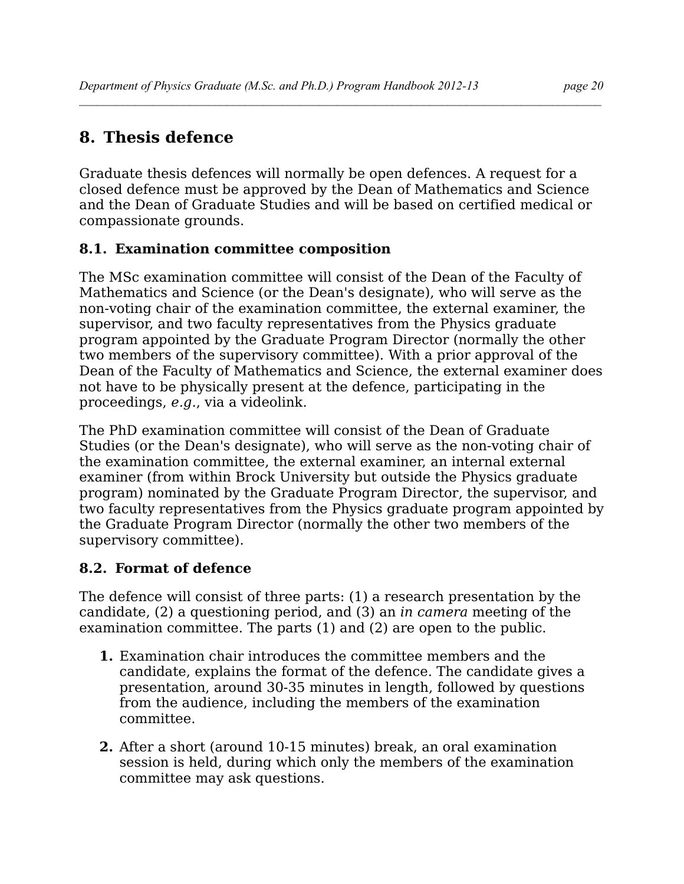## 8. Thesis defence

Graduate thesis defences will normally be open defences. A request for a closed defence must be approved by the Dean of Mathematics and Science and the Dean of Graduate Studies and will be based on certified medical or compassionate grounds.

### 8.1. Examination committee composition

The MSc examination committee will consist of the Dean of the Faculty of Mathematics and Science (or the Dean's designate), who will serve as the non-voting chair of the examination committee, the external examiner, the supervisor, and two faculty representatives from the Physics graduate program appointed by the Graduate Program Director (normally the other two members of the supervisory committee). With a prior approval of the Dean of the Faculty of Mathematics and Science, the external examiner does not have to be physically present at the defence, participating in the proceedings, *e.g.*, via a videolink.

The PhD examination committee will consist of the Dean of Graduate Studies (or the Dean's designate), who will serve as the non-voting chair of the examination committee, the external examiner, an internal external examiner (from within Brock University but outside the Physics graduate program) nominated by the Graduate Program Director, the supervisor, and two faculty representatives from the Physics graduate program appointed by the Graduate Program Director (normally the other two members of the supervisory committee).

### 8.2. Format of defence

The defence will consist of three parts: (1) a research presentation by the candidate, (2) a questioning period, and (3) an *in camera* meeting of the examination committee. The parts (1) and (2) are open to the public.

1. Examination chair introduces the committee members and the candidate, explains the format of the defence. The candidate gives a presentation, around 30-35 minutes in length, followed by questions from the audience, including the members of the examination committee.
2. After a short (around 10-15 minutes) break, an oral examination session is held, during which only the members of the examination committee may ask questions.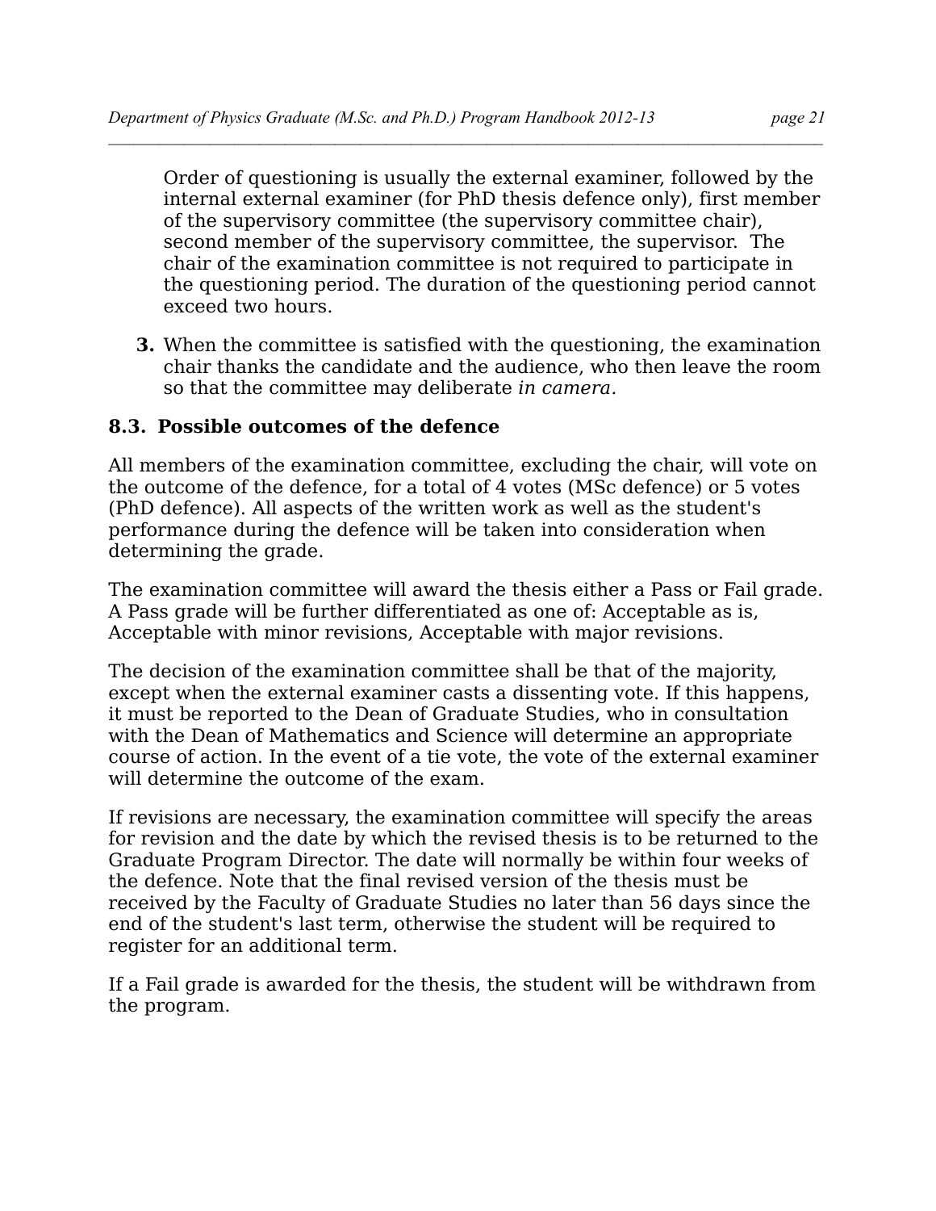Order of questioning is usually the external examiner, followed by the internal external examiner (for PhD thesis defence only), first member of the supervisory committee (the supervisory committee chair), second member of the supervisory committee, the supervisor. The chair of the examination committee is not required to participate in the questioning period. The duration of the questioning period cannot exceed two hours.

3. When the committee is satisfied with the questioning, the examination chair thanks the candidate and the audience, who then leave the room so that the committee may deliberate *in camera.*

### 8.3. Possible outcomes of the defence

All members of the examination committee, excluding the chair, will vote on the outcome of the defence, for a total of 4 votes (MSc defence) or 5 votes (PhD defence). All aspects of the written work as well as the student's performance during the defence will be taken into consideration when determining the grade.

The examination committee will award the thesis either a Pass or Fail grade. A Pass grade will be further differentiated as one of: Acceptable as is, Acceptable with minor revisions, Acceptable with major revisions.

The decision of the examination committee shall be that of the majority, except when the external examiner casts a dissenting vote. If this happens, it must be reported to the Dean of Graduate Studies, who in consultation with the Dean of Mathematics and Science will determine an appropriate course of action. In the event of a tie vote, the vote of the external examiner will determine the outcome of the exam.

If revisions are necessary, the examination committee will specify the areas for revision and the date by which the revised thesis is to be returned to the Graduate Program Director. The date will normally be within four weeks of the defence. Note that the final revised version of the thesis must be received by the Faculty of Graduate Studies no later than 56 days since the end of the student's last term, otherwise the student will be required to register for an additional term.

If a Fail grade is awarded for the thesis, the student will be withdrawn from the program.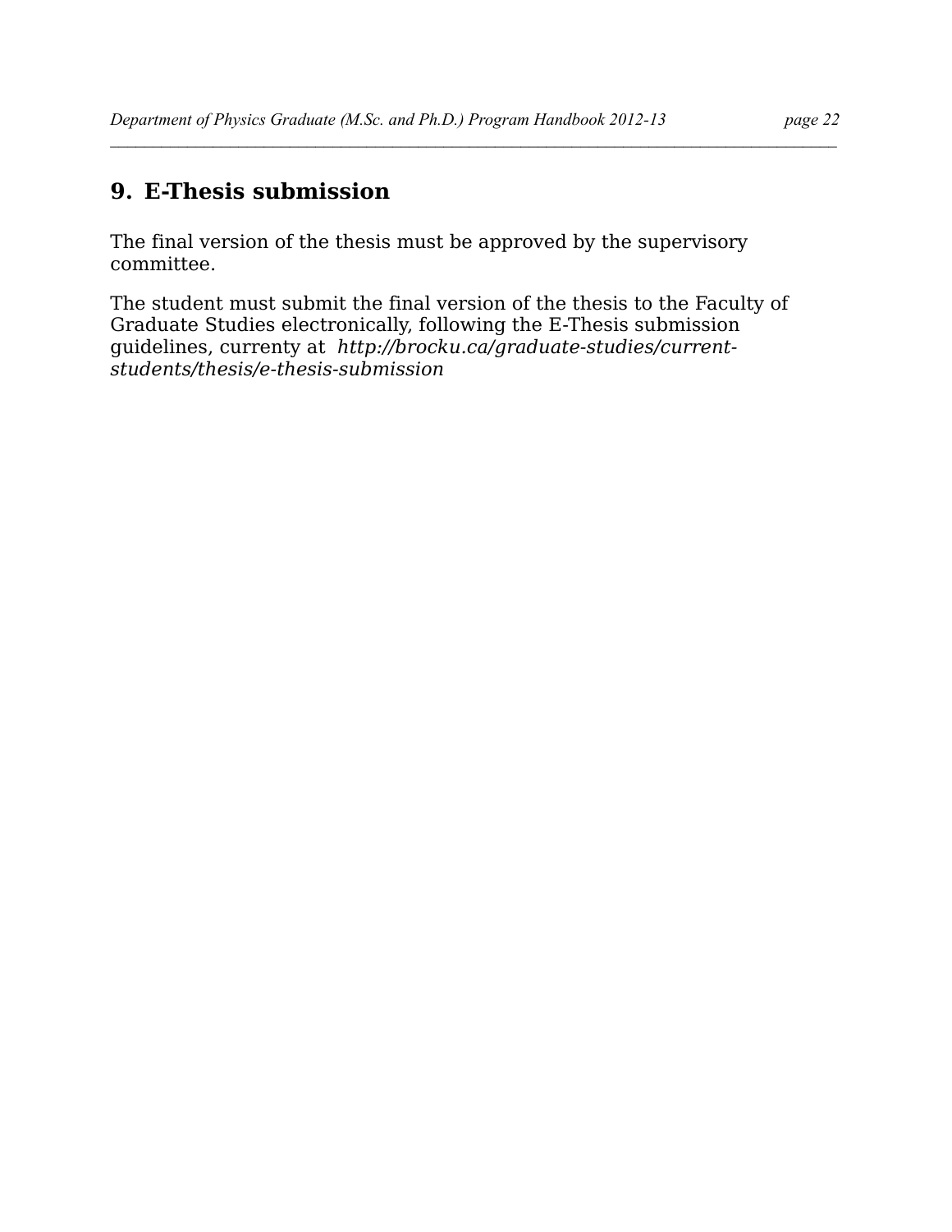## 9. E-Thesis submission

The final version of the thesis must be approved by the supervisory committee.

The student must submit the final version of the thesis to the Faculty of Graduate Studies electronically, following the E-Thesis submission guidelines, currenty at *http://brocku.ca/graduate-studies/current-students/thesis/e-thesis-submission*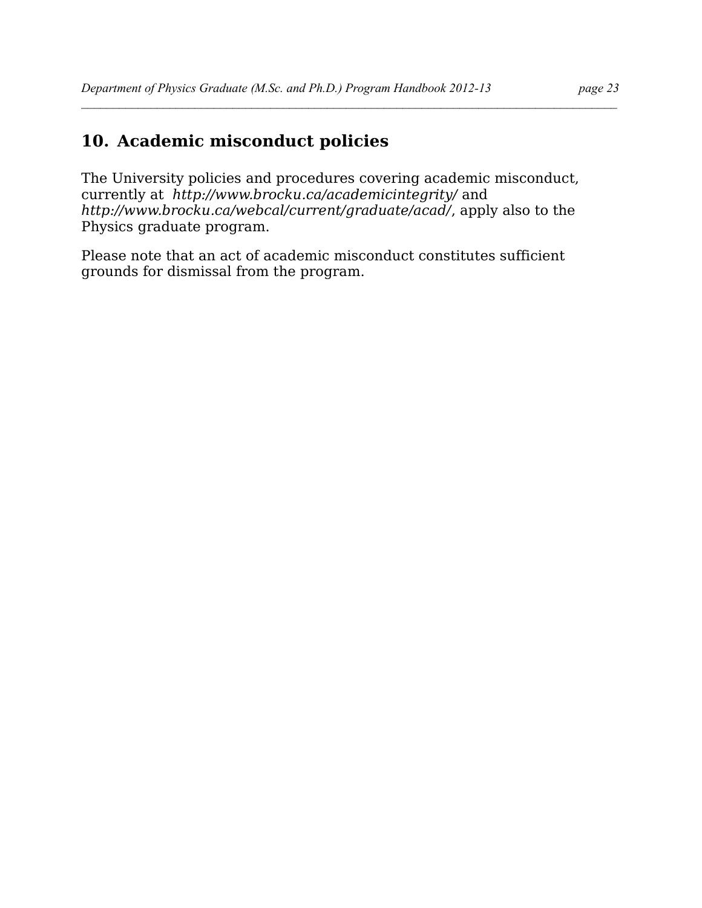## 10. Academic misconduct policies

The University policies and procedures covering academic misconduct, currently at *http://www.brocku.ca/academicintegrity/* and *http://www.brocku.ca/webcal/current/graduate/acad/*, apply also to the Physics graduate program.

Please note that an act of academic misconduct constitutes sufficient grounds for dismissal from the program.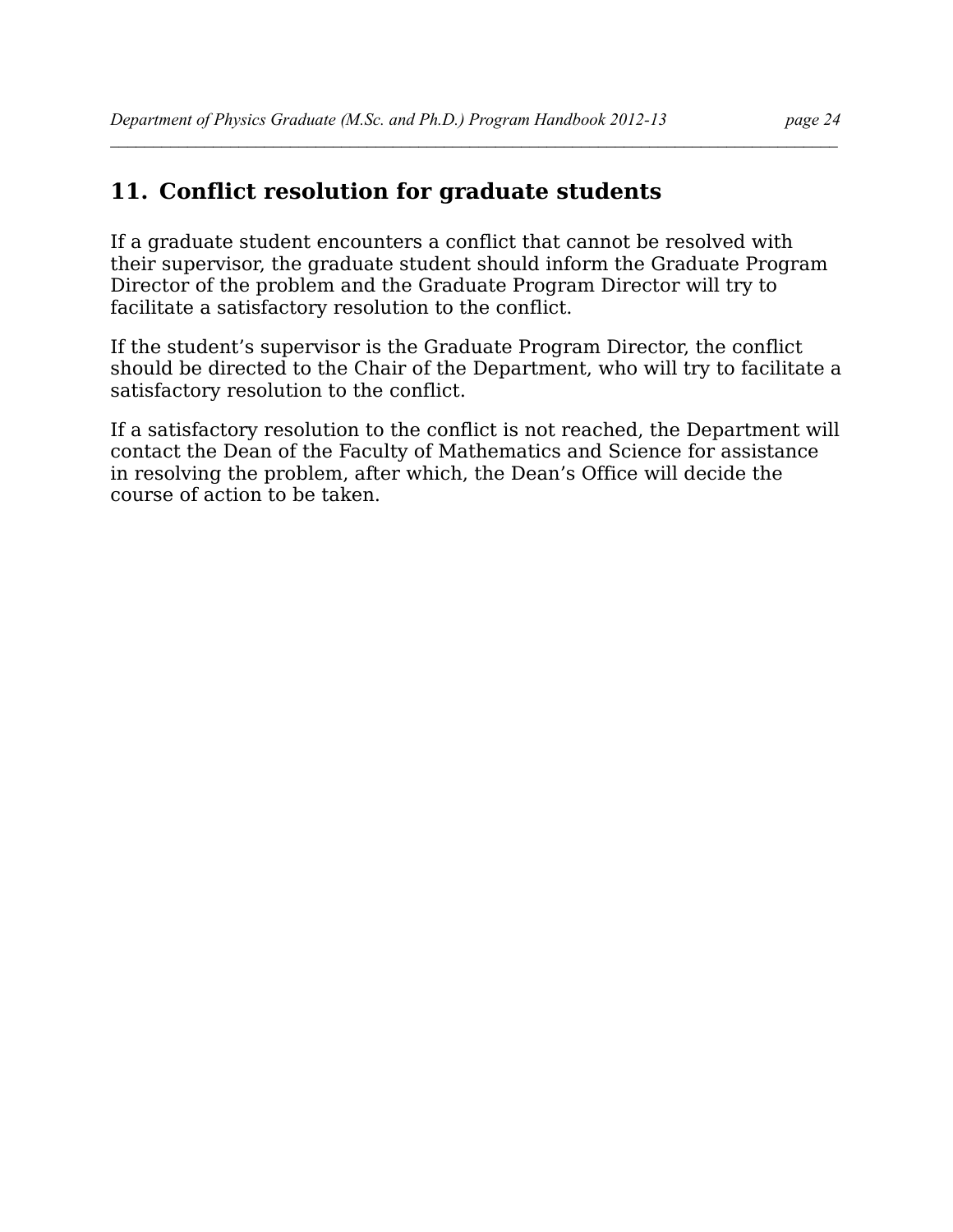## 11. Conflict resolution for graduate students

If a graduate student encounters a conflict that cannot be resolved with their supervisor, the graduate student should inform the Graduate Program Director of the problem and the Graduate Program Director will try to facilitate a satisfactory resolution to the conflict.

If the student's supervisor is the Graduate Program Director, the conflict should be directed to the Chair of the Department, who will try to facilitate a satisfactory resolution to the conflict.

If a satisfactory resolution to the conflict is not reached, the Department will contact the Dean of the Faculty of Mathematics and Science for assistance in resolving the problem, after which, the Dean's Office will decide the course of action to be taken.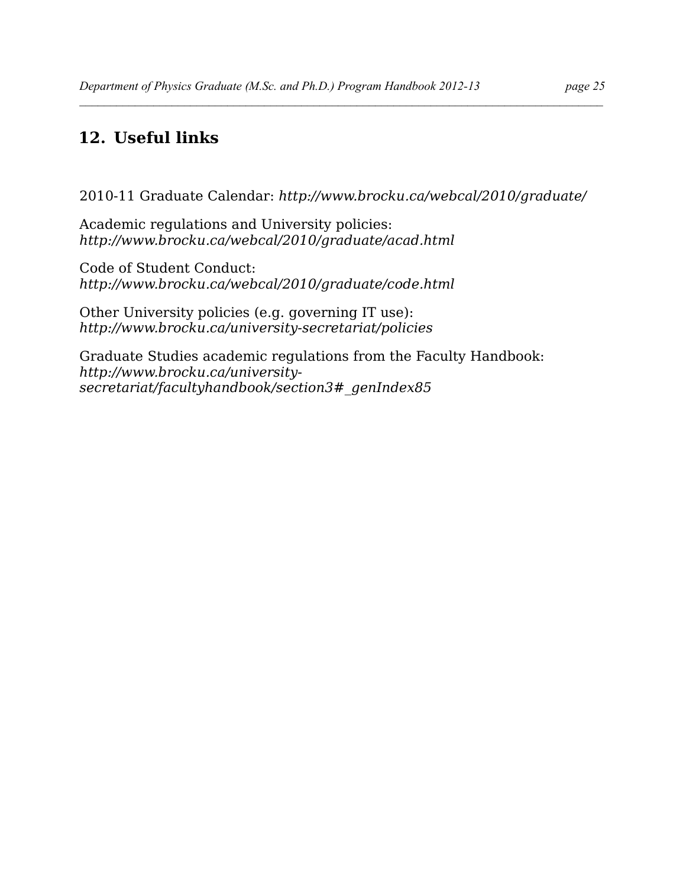## 12. Useful links

2010-11 Graduate Calendar: *http://www.brocku.ca/webcal/2010/graduate/*

Academic regulations and University policies:
*http://www.brocku.ca/webcal/2010/graduate/acad.html*

Code of Student Conduct:
*http://www.brocku.ca/webcal/2010/graduate/code.html*

Other University policies (e.g. governing IT use):
*http://www.brocku.ca/university-secretariat/policies*

Graduate Studies academic regulations from the Faculty Handbook:
*http://www.brocku.ca/university-secretariat/facultyhandbook/section3#_genIndex85*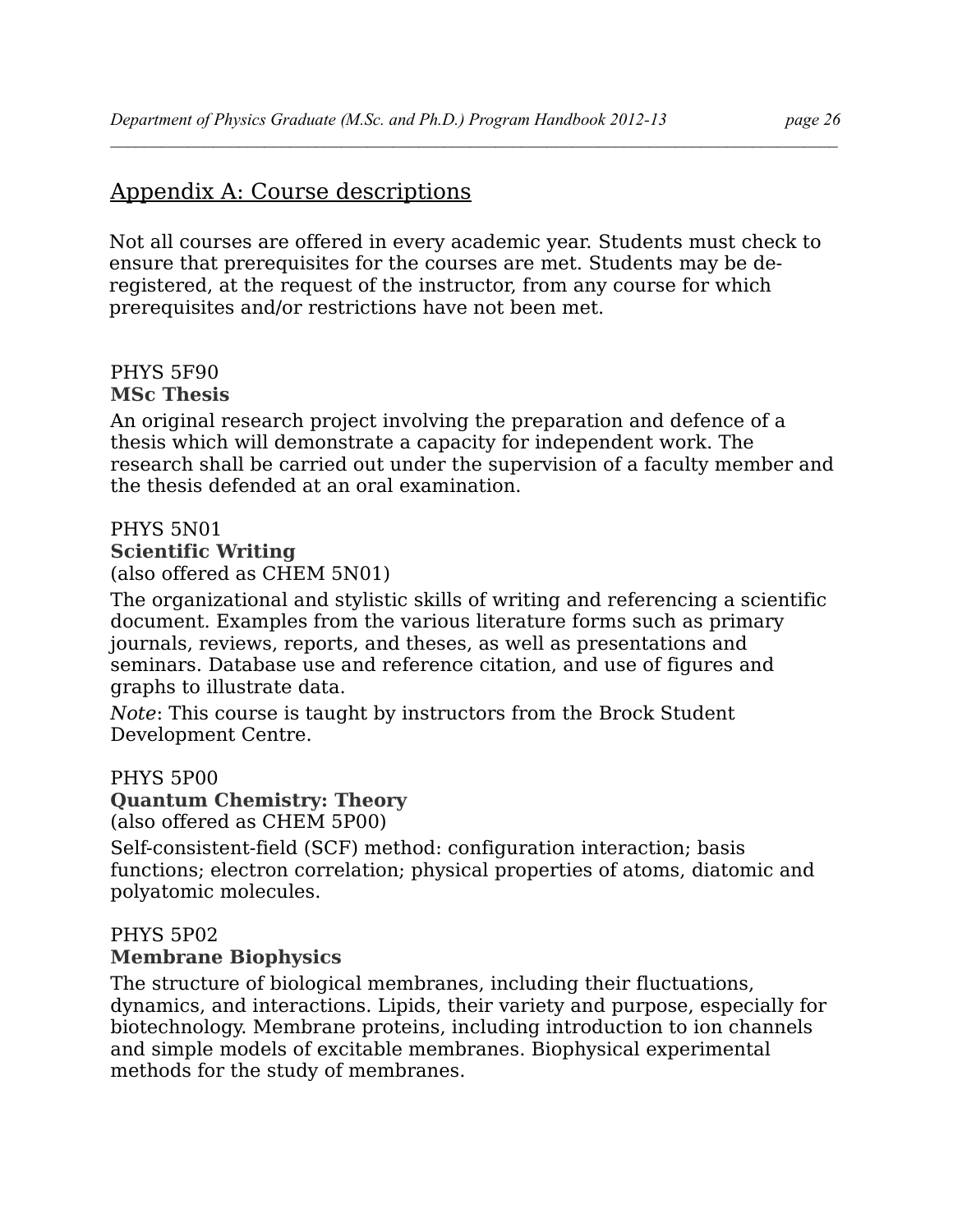## Appendix A: Course descriptions

Not all courses are offered in every academic year. Students must check to ensure that prerequisites for the courses are met. Students may be de-registered, at the request of the instructor, from any course for which prerequisites and/or restrictions have not been met.

PHYS 5F90
**MSc Thesis**

An original research project involving the preparation and defence of a thesis which will demonstrate a capacity for independent work. The research shall be carried out under the supervision of a faculty member and the thesis defended at an oral examination.

PHYS 5N01
**Scientific Writing**
(also offered as CHEM 5N01)

The organizational and stylistic skills of writing and referencing a scientific document. Examples from the various literature forms such as primary journals, reviews, reports, and theses, as well as presentations and seminars. Database use and reference citation, and use of figures and graphs to illustrate data.

*Note*: This course is taught by instructors from the Brock Student Development Centre.

PHYS 5P00
**Quantum Chemistry: Theory**
(also offered as CHEM 5P00)

Self-consistent-field (SCF) method: configuration interaction; basis functions; electron correlation; physical properties of atoms, diatomic and polyatomic molecules.

PHYS 5P02
**Membrane Biophysics**

The structure of biological membranes, including their fluctuations, dynamics, and interactions. Lipids, their variety and purpose, especially for biotechnology. Membrane proteins, including introduction to ion channels and simple models of excitable membranes. Biophysical experimental methods for the study of membranes.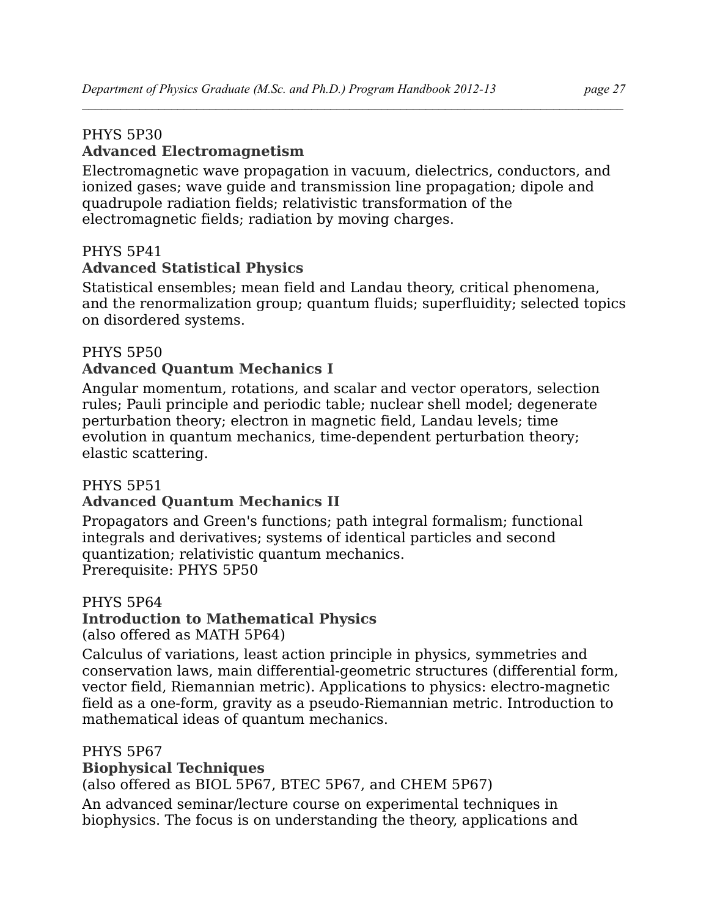PHYS 5P30
**Advanced Electromagnetism**

Electromagnetic wave propagation in vacuum, dielectrics, conductors, and ionized gases; wave guide and transmission line propagation; dipole and quadrupole radiation fields; relativistic transformation of the electromagnetic fields; radiation by moving charges.

PHYS 5P41
**Advanced Statistical Physics**

Statistical ensembles; mean field and Landau theory, critical phenomena, and the renormalization group; quantum fluids; superfluidity; selected topics on disordered systems.

PHYS 5P50
**Advanced Quantum Mechanics I**

Angular momentum, rotations, and scalar and vector operators, selection rules; Pauli principle and periodic table; nuclear shell model; degenerate perturbation theory; electron in magnetic field, Landau levels; time evolution in quantum mechanics, time-dependent perturbation theory; elastic scattering.

PHYS 5P51
**Advanced Quantum Mechanics II**

Propagators and Green's functions; path integral formalism; functional integrals and derivatives; systems of identical particles and second quantization; relativistic quantum mechanics.
Prerequisite: PHYS 5P50

PHYS 5P64
**Introduction to Mathematical Physics**
(also offered as MATH 5P64)

Calculus of variations, least action principle in physics, symmetries and conservation laws, main differential-geometric structures (differential form, vector field, Riemannian metric). Applications to physics: electro-magnetic field as a one-form, gravity as a pseudo-Riemannian metric. Introduction to mathematical ideas of quantum mechanics.

PHYS 5P67
**Biophysical Techniques**
(also offered as BIOL 5P67, BTEC 5P67, and CHEM 5P67)

An advanced seminar/lecture course on experimental techniques in biophysics. The focus is on understanding the theory, applications and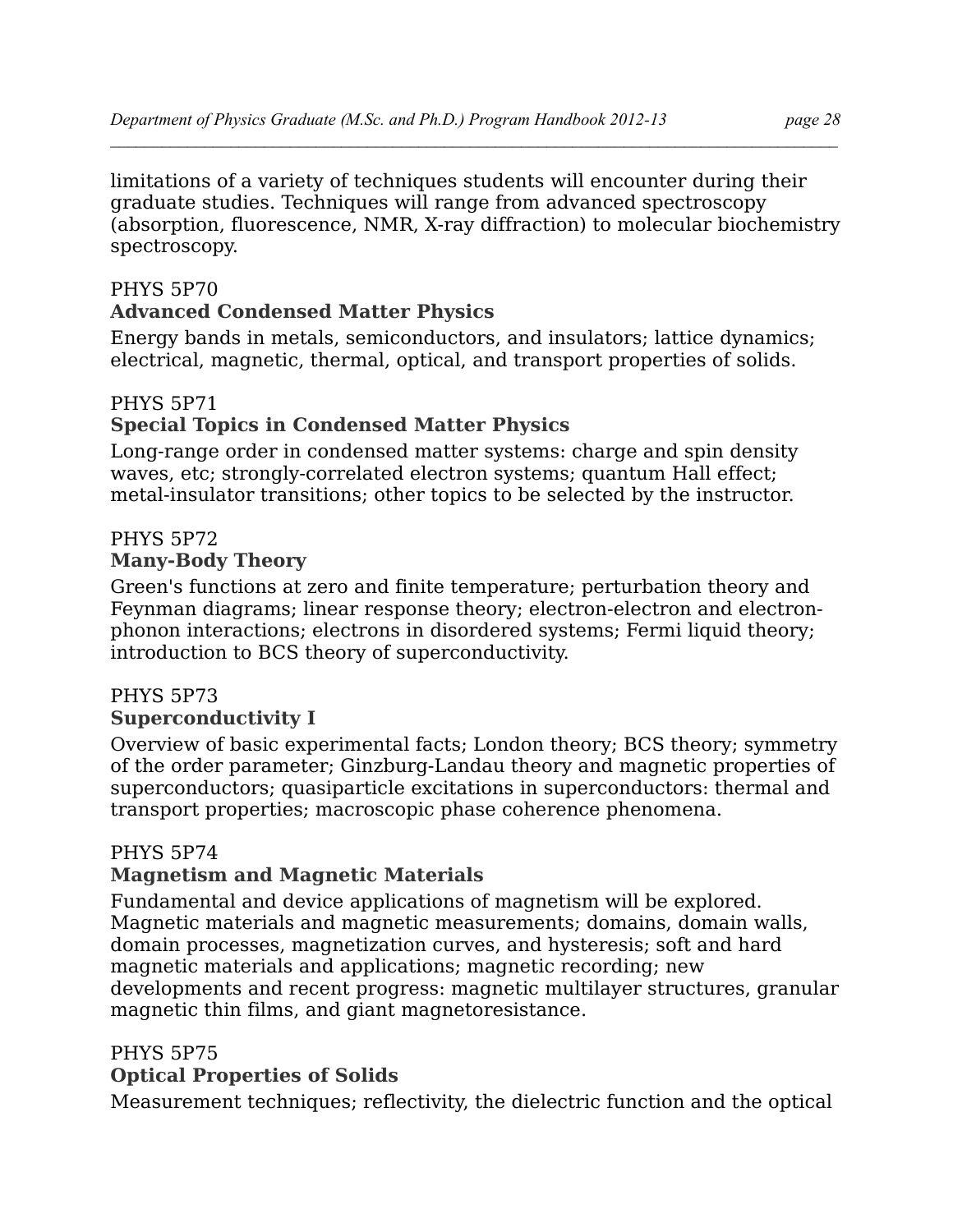limitations of a variety of techniques students will encounter during their graduate studies. Techniques will range from advanced spectroscopy (absorption, fluorescence, NMR, X-ray diffraction) to molecular biochemistry spectroscopy.

PHYS 5P70
**Advanced Condensed Matter Physics**

Energy bands in metals, semiconductors, and insulators; lattice dynamics; electrical, magnetic, thermal, optical, and transport properties of solids.

PHYS 5P71
**Special Topics in Condensed Matter Physics**

Long-range order in condensed matter systems: charge and spin density waves, etc; strongly-correlated electron systems; quantum Hall effect; metal-insulator transitions; other topics to be selected by the instructor.

PHYS 5P72
**Many-Body Theory**

Green's functions at zero and finite temperature; perturbation theory and Feynman diagrams; linear response theory; electron-electron and electron-phonon interactions; electrons in disordered systems; Fermi liquid theory; introduction to BCS theory of superconductivity.

PHYS 5P73
**Superconductivity I**

Overview of basic experimental facts; London theory; BCS theory; symmetry of the order parameter; Ginzburg-Landau theory and magnetic properties of superconductors; quasiparticle excitations in superconductors: thermal and transport properties; macroscopic phase coherence phenomena.

PHYS 5P74
**Magnetism and Magnetic Materials**

Fundamental and device applications of magnetism will be explored. Magnetic materials and magnetic measurements; domains, domain walls, domain processes, magnetization curves, and hysteresis; soft and hard magnetic materials and applications; magnetic recording; new developments and recent progress: magnetic multilayer structures, granular magnetic thin films, and giant magnetoresistance.

PHYS 5P75
**Optical Properties of Solids**

Measurement techniques; reflectivity, the dielectric function and the optical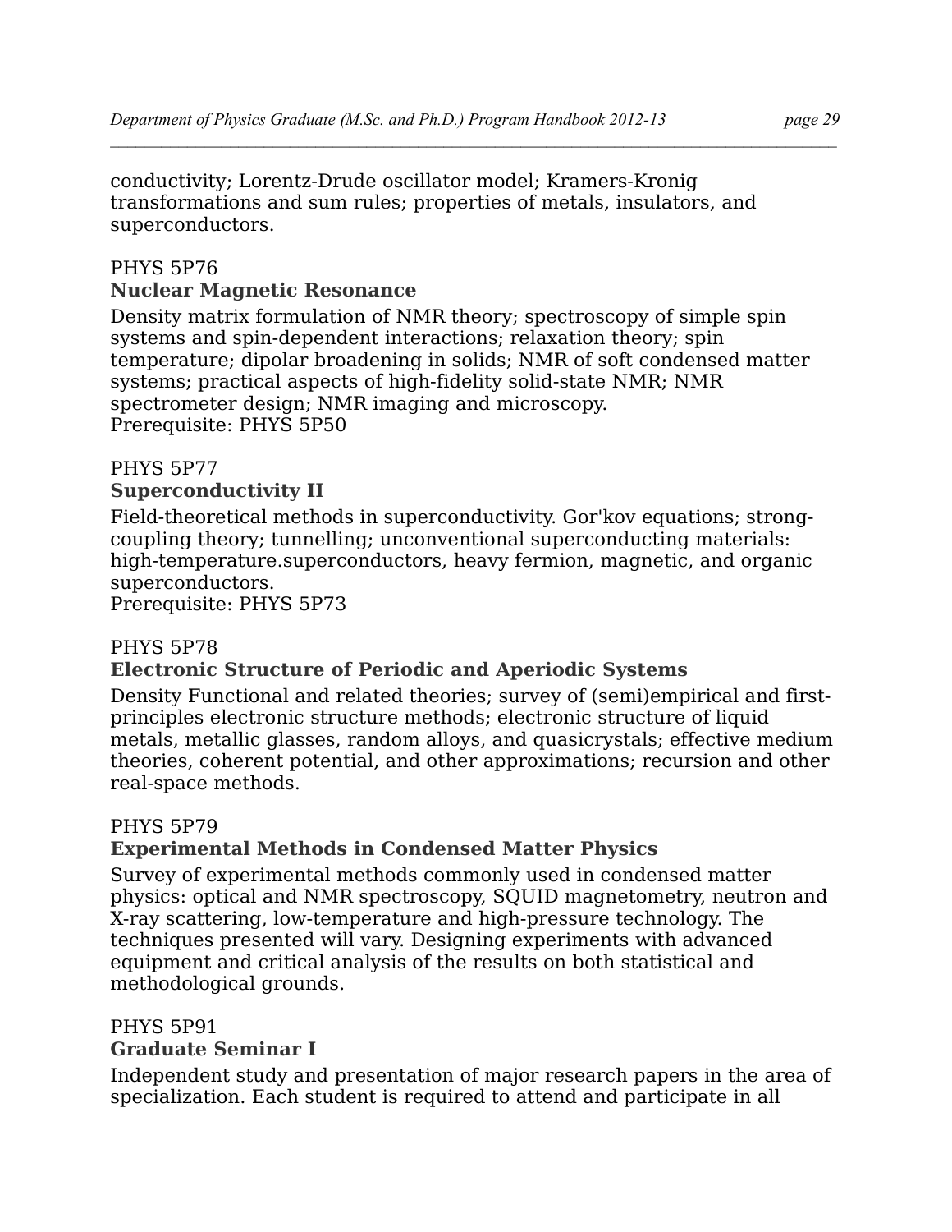conductivity; Lorentz-Drude oscillator model; Kramers-Kronig transformations and sum rules; properties of metals, insulators, and superconductors.

PHYS 5P76

**Nuclear Magnetic Resonance**

Density matrix formulation of NMR theory; spectroscopy of simple spin systems and spin-dependent interactions; relaxation theory; spin temperature; dipolar broadening in solids; NMR of soft condensed matter systems; practical aspects of high-fidelity solid-state NMR; NMR spectrometer design; NMR imaging and microscopy.
Prerequisite: PHYS 5P50

PHYS 5P77

**Superconductivity II**

Field-theoretical methods in superconductivity. Gor'kov equations; strong-coupling theory; tunnelling; unconventional superconducting materials: high-temperature.superconductors, heavy fermion, magnetic, and organic superconductors.
Prerequisite: PHYS 5P73

PHYS 5P78

**Electronic Structure of Periodic and Aperiodic Systems**

Density Functional and related theories; survey of (semi)empirical and first-principles electronic structure methods; electronic structure of liquid metals, metallic glasses, random alloys, and quasicrystals; effective medium theories, coherent potential, and other approximations; recursion and other real-space methods.

PHYS 5P79

**Experimental Methods in Condensed Matter Physics**

Survey of experimental methods commonly used in condensed matter physics: optical and NMR spectroscopy, SQUID magnetometry, neutron and X-ray scattering, low-temperature and high-pressure technology. The techniques presented will vary. Designing experiments with advanced equipment and critical analysis of the results on both statistical and methodological grounds.

PHYS 5P91

**Graduate Seminar I**

Independent study and presentation of major research papers in the area of specialization. Each student is required to attend and participate in all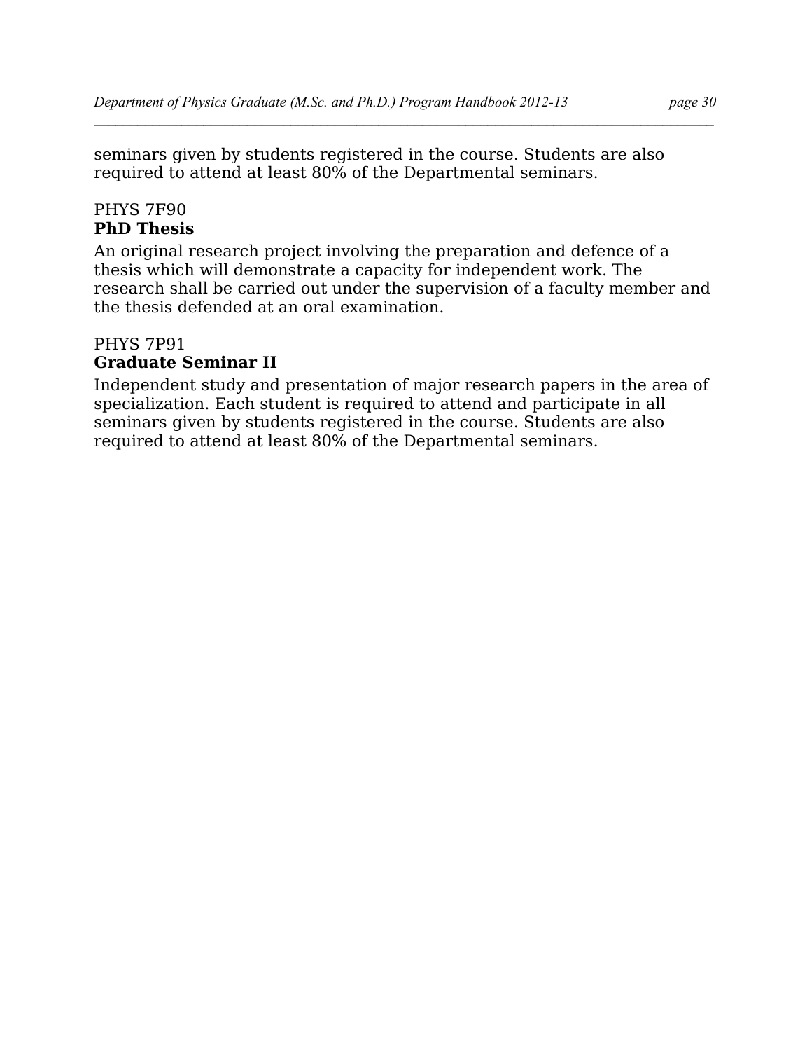seminars given by students registered in the course. Students are also required to attend at least 80% of the Departmental seminars.

PHYS 7F90
**PhD Thesis**

An original research project involving the preparation and defence of a thesis which will demonstrate a capacity for independent work. The research shall be carried out under the supervision of a faculty member and the thesis defended at an oral examination.

PHYS 7P91
**Graduate Seminar II**

Independent study and presentation of major research papers in the area of specialization. Each student is required to attend and participate in all seminars given by students registered in the course. Students are also required to attend at least 80% of the Departmental seminars.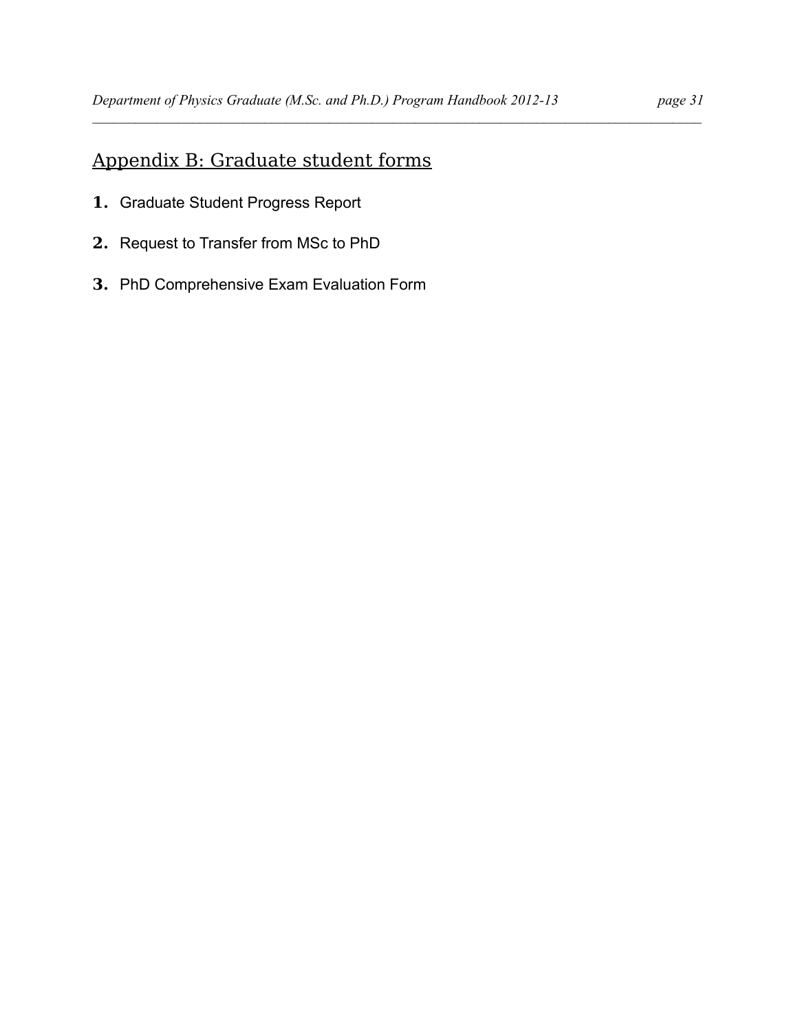## Appendix B: Graduate student forms

1. Graduate Student Progress Report
2. Request to Transfer from MSc to PhD
3. PhD Comprehensive Exam Evaluation Form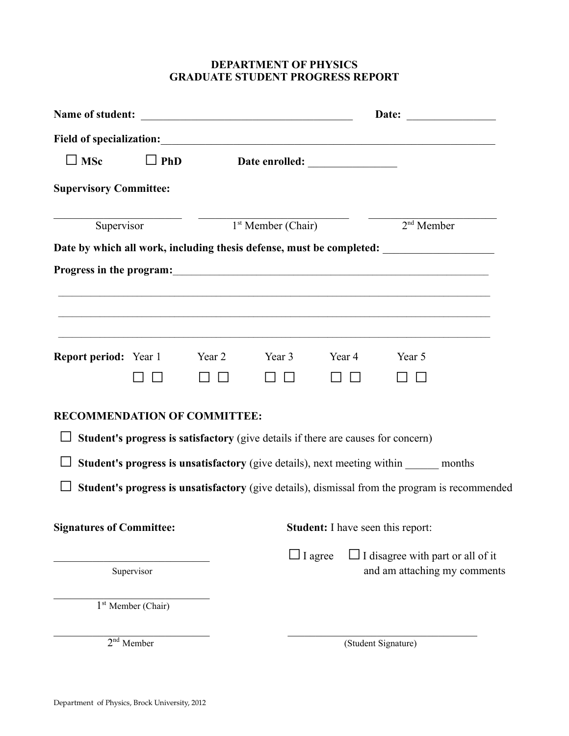# DEPARTMENT OF PHYSICS
# GRADUATE STUDENT PROGRESS REPORT

**Name of student:** ______________________________________ **Date:** ________________

**Field of specialization:**____________________________________________________________

☐ **MSc** ☐ **PhD** **Date enrolled:** ________________

**Supervisory Committee:**

| ______________________ | __________________________ | ______________________ |
|---|---|---|
| Supervisor | 1st Member (Chair) | 2nd Member |

**Date by which all work, including thesis defense, must be completed:** ___________________

**Progress in the program:**____________________________________________________________

______________________________________________________________________________

______________________________________________________________________________

______________________________________________________________________________

| **Report period:** | Year 1 | Year 2 | Year 3 | Year 4 | Year 5 |
|---|---|---|---|---|---|
| | ☐ ☐ | ☐ ☐ | ☐ ☐ | ☐ ☐ | ☐ ☐ |

**RECOMMENDATION OF COMMITTEE:**

☐ **Student's progress is satisfactory** (give details if there are causes for concern)

☐ **Student's progress is unsatisfactory** (give details), next meeting within ______ months

☐ **Student's progress is unsatisfactory** (give details), dismissal from the program is recommended

**Signatures of Committee:**

____________________________
Supervisor

____________________________
1st Member (Chair)

____________________________
2nd Member

**Student:** I have seen this report:

☐ I agree ☐ I disagree with part or all of it and am attaching my comments

____________________________________
(Student Signature)

Department of Physics, Brock University, 2012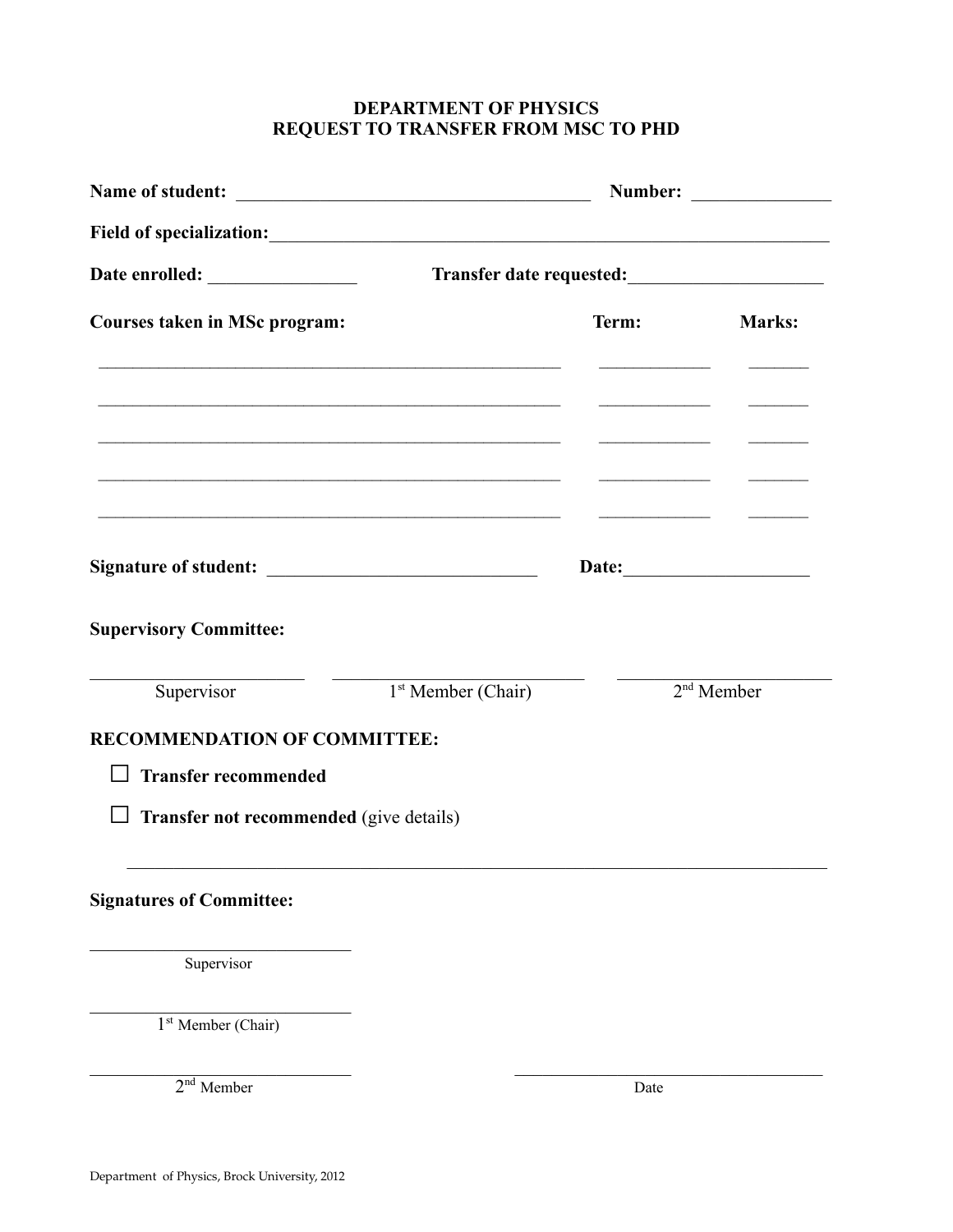# DEPARTMENT OF PHYSICS
## REQUEST TO TRANSFER FROM MSC TO PHD

**Name of student:** ______________________________________ **Number:** ______________

**Field of specialization:** ____________________________________________________________

**Date enrolled:** _______________ **Transfer date requested:** ____________________

| Courses taken in MSc program: | Term: | Marks: |
|---|---|---|
| ________________________________________________ | ____________ | _______ |
| ________________________________________________ | ____________ | _______ |
| ________________________________________________ | ____________ | _______ |
| ________________________________________________ | ____________ | _______ |
| ________________________________________________ | ____________ | _______ |

**Signature of student:** ____________________________ **Date:** ___________________

**Supervisory Committee:**

| ______________________ | ___________________________ | ______________________ |
|---|---|---|
| Supervisor | 1st Member (Chair) | 2nd Member |

**RECOMMENDATION OF COMMITTEE:**

- ☐ **Transfer recommended**
- ☐ **Transfer not recommended** (give details)

_____________________________________________________________________________

**Signatures of Committee:**

____________________________
Supervisor

____________________________
1st Member (Chair)

____________________________ ________________________________
2nd Member Date

Department of Physics, Brock University, 2012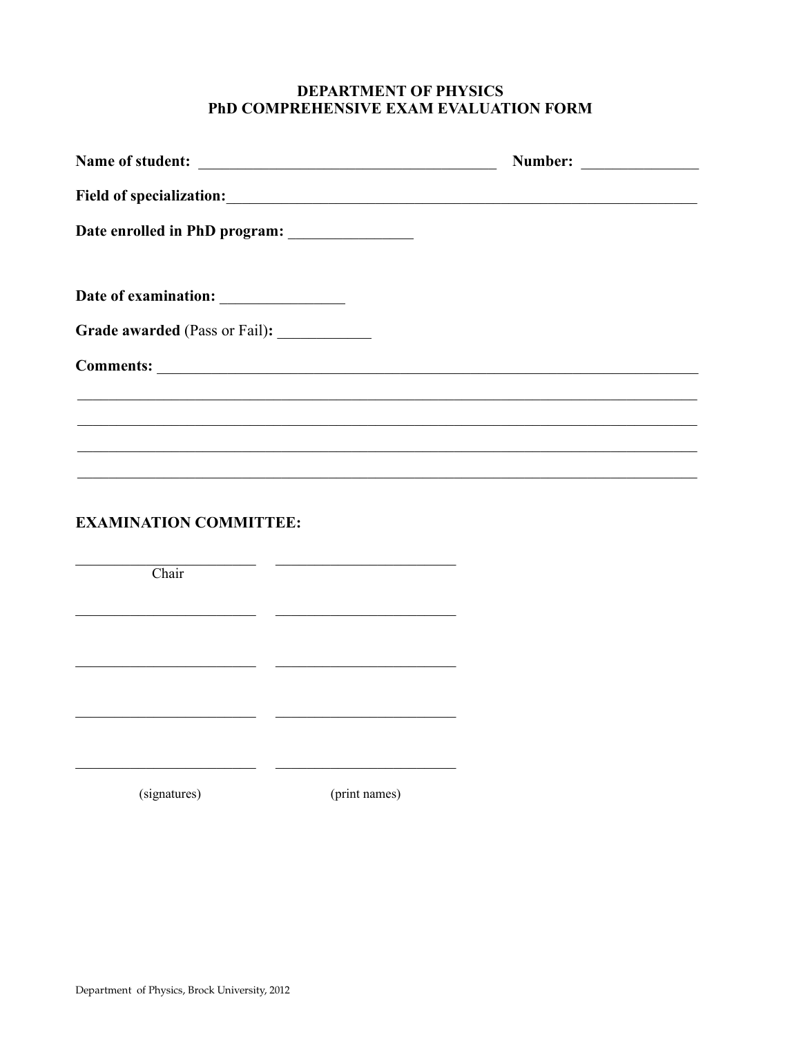# DEPARTMENT OF PHYSICS
## PhD COMPREHENSIVE EXAM EVALUATION FORM

**Name of student:** ______________________________________ **Number:** ______________

**Field of specialization:**____________________________________________________________

**Date enrolled in PhD program:** _______________

**Date of examination:** _______________

**Grade awarded** (Pass or Fail)**:** ___________

**Comments:** ______________________________________________________________________

__________________________________________________________________________________

__________________________________________________________________________________

__________________________________________________________________________________

__________________________________________________________________________________

### EXAMINATION COMMITTEE:

| | |
|---|---|
| ________________________ | ________________________ |
| Chair | |
| ________________________ | ________________________ |
| ________________________ | ________________________ |
| ________________________ | ________________________ |
| ________________________ | ________________________ |
| (signatures) | (print names) |

Department of Physics, Brock University, 2012